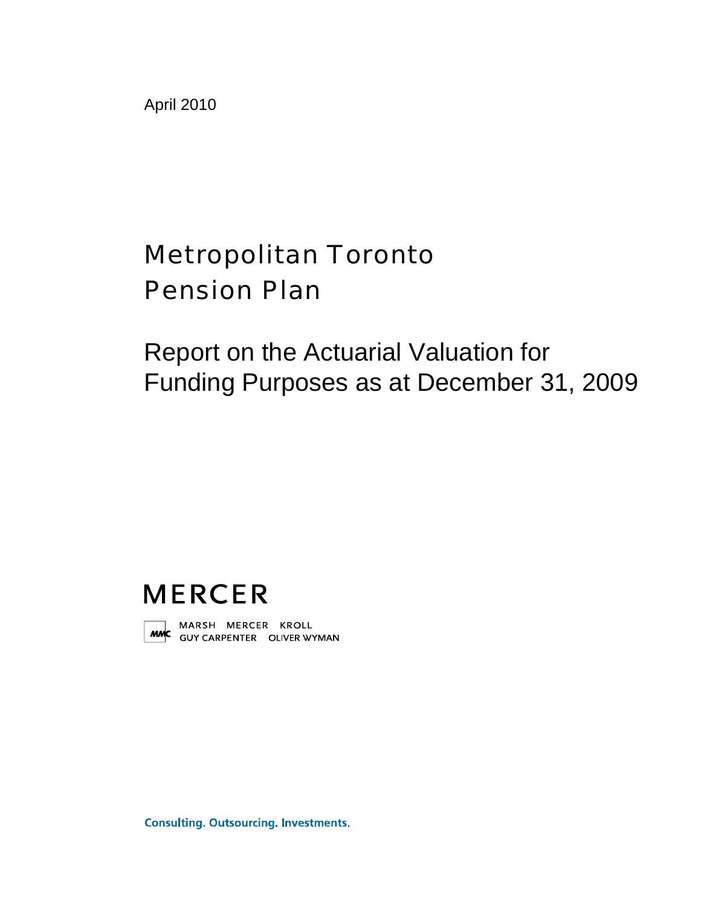April 2010

# Metropolitan Toronto Pension Plan

## Report on the Actuarial Valuation for Funding Purposes as at December 31, 2009

MERCER

MARSH MERCER KROLL
GUY CARPENTER OLIVER WYMAN

Consulting. Outsourcing. Investments.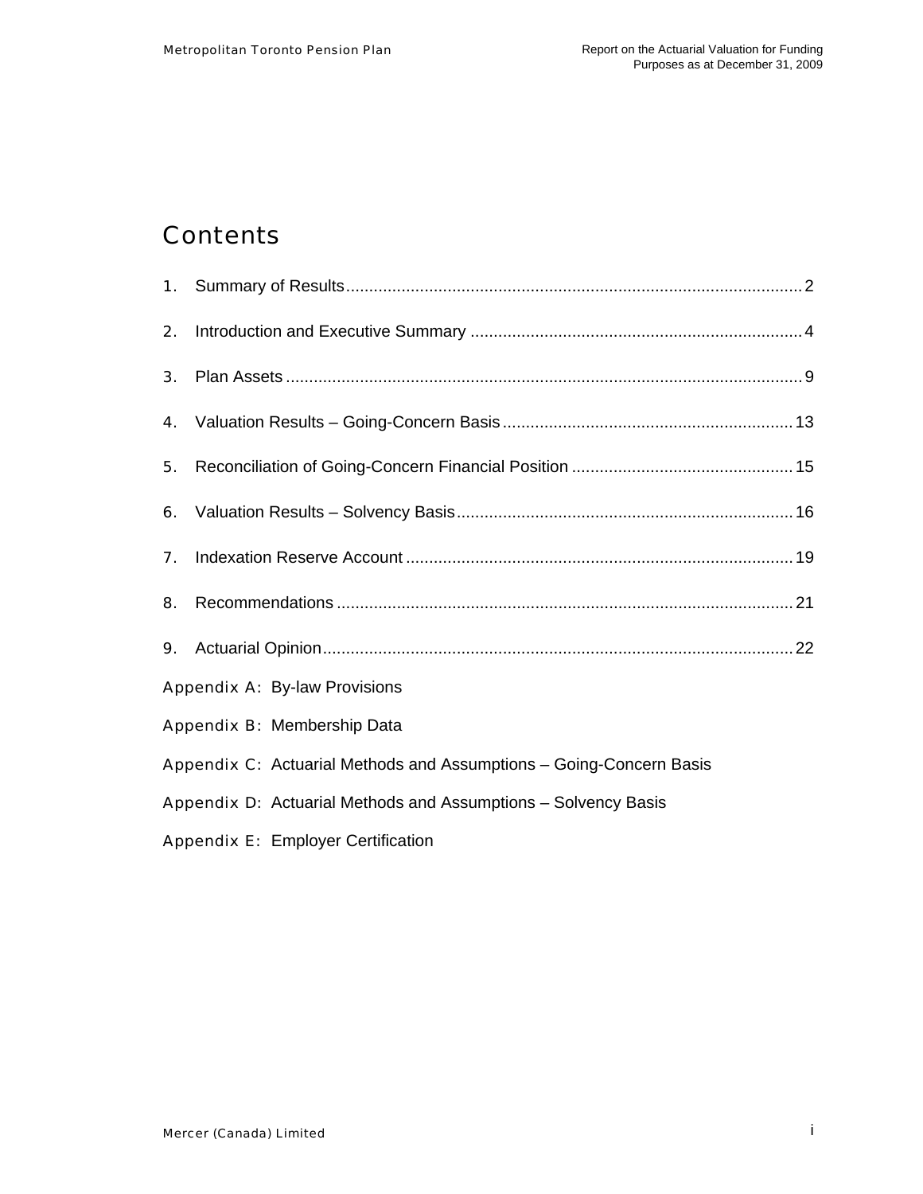# Contents

1. Summary of Results .......... 2
2. Introduction and Executive Summary .......... 4
3. Plan Assets .......... 9
4. Valuation Results – Going-Concern Basis .......... 13
5. Reconciliation of Going-Concern Financial Position .......... 15
6. Valuation Results – Solvency Basis .......... 16
7. Indexation Reserve Account .......... 19
8. Recommendations .......... 21
9. Actuarial Opinion .......... 22

Appendix A: By-law Provisions

Appendix B: Membership Data

Appendix C: Actuarial Methods and Assumptions – Going-Concern Basis

Appendix D: Actuarial Methods and Assumptions – Solvency Basis

Appendix E: Employer Certification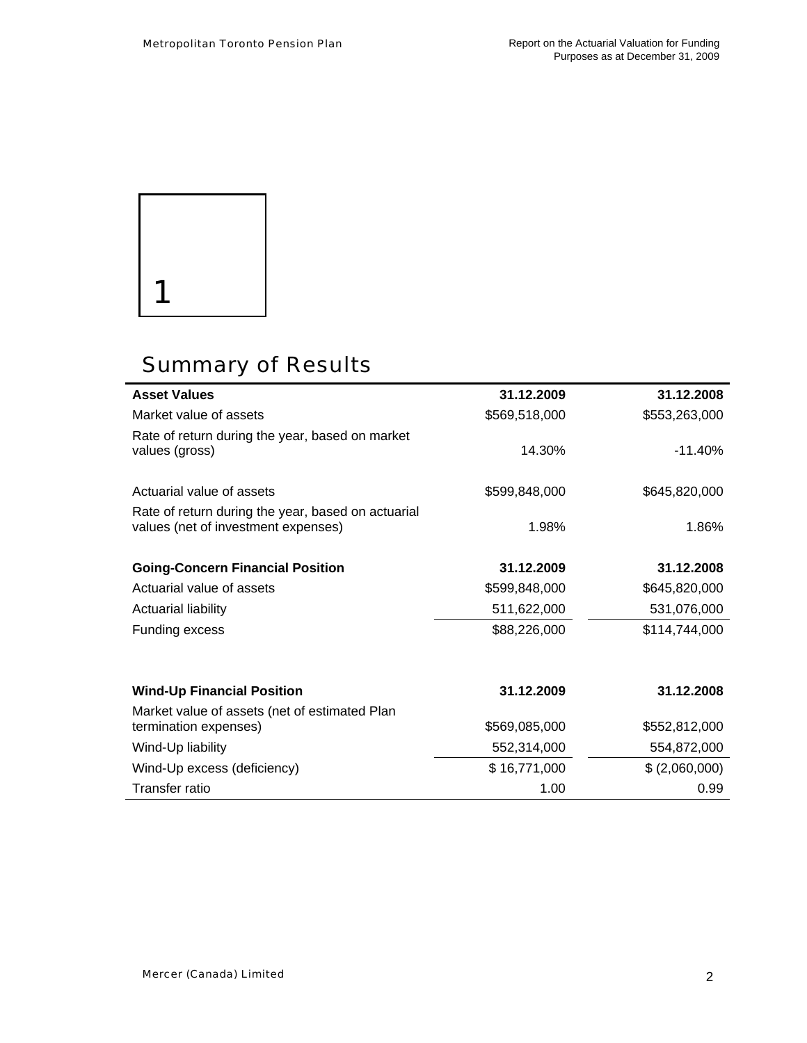# 1

# Summary of Results

| **Asset Values** | **31.12.2009** | **31.12.2008** |
|---|---|---|
| Market value of assets | $569,518,000 | $553,263,000 |
| Rate of return during the year, based on market values (gross) | 14.30% | -11.40% |
| Actuarial value of assets | $599,848,000 | $645,820,000 |
| Rate of return during the year, based on actuarial values (net of investment expenses) | 1.98% | 1.86% |
| **Going-Concern Financial Position** | **31.12.2009** | **31.12.2008** |
| Actuarial value of assets | $599,848,000 | $645,820,000 |
| Actuarial liability | 511,622,000 | 531,076,000 |
| Funding excess | $88,226,000 | $114,744,000 |
| **Wind-Up Financial Position** | **31.12.2009** | **31.12.2008** |
| Market value of assets (net of estimated Plan termination expenses) | $569,085,000 | $552,812,000 |
| Wind-Up liability | 552,314,000 | 554,872,000 |
| Wind-Up excess (deficiency) | $ 16,771,000 | $ (2,060,000) |
| Transfer ratio | 1.00 | 0.99 |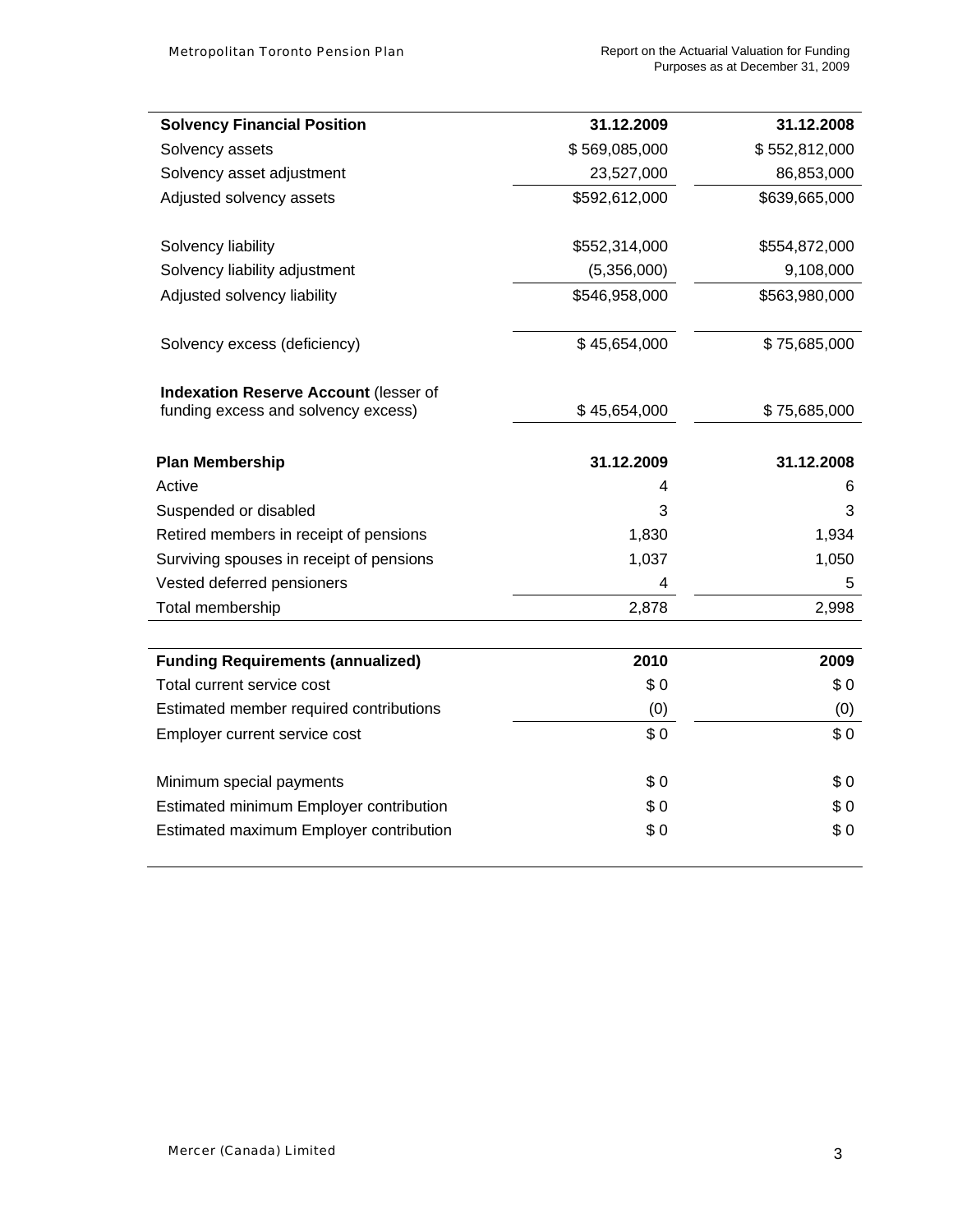| Solvency Financial Position | 31.12.2009 | 31.12.2008 |
|---|---|---|
| Solvency assets | $ 569,085,000 | $ 552,812,000 |
| Solvency asset adjustment | 23,527,000 | 86,853,000 |
| Adjusted solvency assets | $592,612,000 | $639,665,000 |
| | | |
| Solvency liability | $552,314,000 | $554,872,000 |
| Solvency liability adjustment | (5,356,000) | 9,108,000 |
| Adjusted solvency liability | $546,958,000 | $563,980,000 |
| | | |
| Solvency excess (deficiency) | $ 45,654,000 | $ 75,685,000 |
| | | |
| **Indexation Reserve Account** (lesser of funding excess and solvency excess) | $ 45,654,000 | $ 75,685,000 |

| Plan Membership | 31.12.2009 | 31.12.2008 |
|---|---|---|
| Active | 4 | 6 |
| Suspended or disabled | 3 | 3 |
| Retired members in receipt of pensions | 1,830 | 1,934 |
| Surviving spouses in receipt of pensions | 1,037 | 1,050 |
| Vested deferred pensioners | 4 | 5 |
| Total membership | 2,878 | 2,998 |

| Funding Requirements (annualized) | 2010 | 2009 |
|---|---|---|
| Total current service cost | $ 0 | $ 0 |
| Estimated member required contributions | (0) | (0) |
| Employer current service cost | $ 0 | $ 0 |
| | | |
| Minimum special payments | $ 0 | $ 0 |
| Estimated minimum Employer contribution | $ 0 | $ 0 |
| Estimated maximum Employer contribution | $ 0 | $ 0 |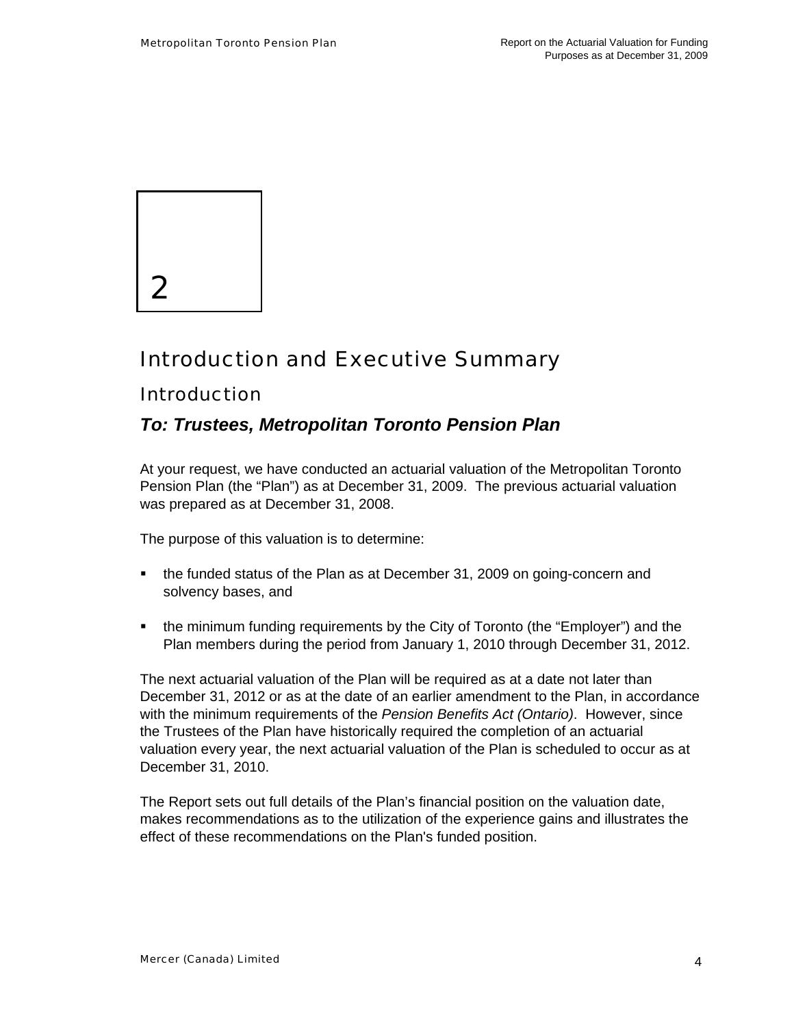# 2

# Introduction and Executive Summary

## Introduction

### *To: Trustees, Metropolitan Toronto Pension Plan*

At your request, we have conducted an actuarial valuation of the Metropolitan Toronto Pension Plan (the "Plan") as at December 31, 2009. The previous actuarial valuation was prepared as at December 31, 2008.

The purpose of this valuation is to determine:

- the funded status of the Plan as at December 31, 2009 on going-concern and solvency bases, and
- the minimum funding requirements by the City of Toronto (the "Employer") and the Plan members during the period from January 1, 2010 through December 31, 2012.

The next actuarial valuation of the Plan will be required as at a date not later than December 31, 2012 or as at the date of an earlier amendment to the Plan, in accordance with the minimum requirements of the *Pension Benefits Act (Ontario)*. However, since the Trustees of the Plan have historically required the completion of an actuarial valuation every year, the next actuarial valuation of the Plan is scheduled to occur as at December 31, 2010.

The Report sets out full details of the Plan's financial position on the valuation date, makes recommendations as to the utilization of the experience gains and illustrates the effect of these recommendations on the Plan's funded position.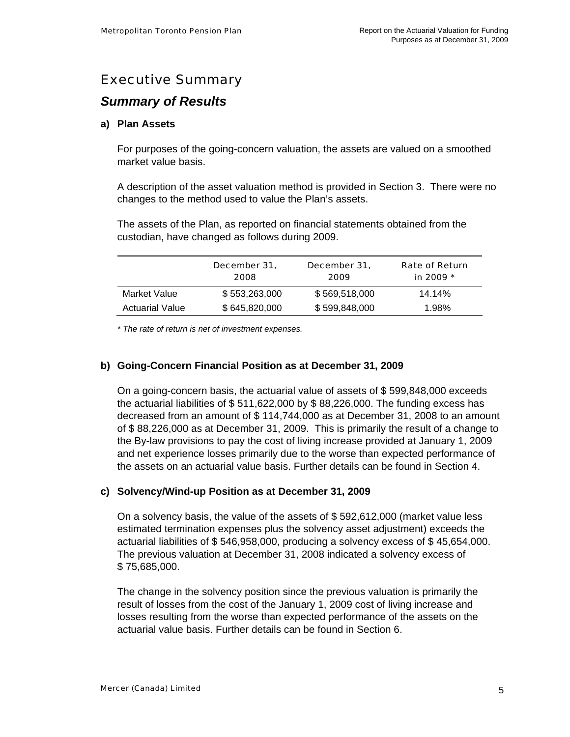# Executive Summary

## *Summary of Results*

### a) Plan Assets

For purposes of the going-concern valuation, the assets are valued on a smoothed market value basis.

A description of the asset valuation method is provided in Section 3. There were no changes to the method used to value the Plan's assets.

The assets of the Plan, as reported on financial statements obtained from the custodian, have changed as follows during 2009.

| | December 31, 2008 | December 31, 2009 | Rate of Return in 2009 * |
|---|---|---|---|
| Market Value | $ 553,263,000 | $ 569,518,000 | 14.14% |
| Actuarial Value | $ 645,820,000 | $ 599,848,000 | 1.98% |

*\* The rate of return is net of investment expenses.*

### b) Going-Concern Financial Position as at December 31, 2009

On a going-concern basis, the actuarial value of assets of $ 599,848,000 exceeds the actuarial liabilities of $ 511,622,000 by $ 88,226,000. The funding excess has decreased from an amount of $ 114,744,000 as at December 31, 2008 to an amount of $ 88,226,000 as at December 31, 2009. This is primarily the result of a change to the By-law provisions to pay the cost of living increase provided at January 1, 2009 and net experience losses primarily due to the worse than expected performance of the assets on an actuarial value basis. Further details can be found in Section 4.

### c) Solvency/Wind-up Position as at December 31, 2009

On a solvency basis, the value of the assets of $ 592,612,000 (market value less estimated termination expenses plus the solvency asset adjustment) exceeds the actuarial liabilities of $ 546,958,000, producing a solvency excess of $ 45,654,000. The previous valuation at December 31, 2008 indicated a solvency excess of $ 75,685,000.

The change in the solvency position since the previous valuation is primarily the result of losses from the cost of the January 1, 2009 cost of living increase and losses resulting from the worse than expected performance of the assets on the actuarial value basis. Further details can be found in Section 6.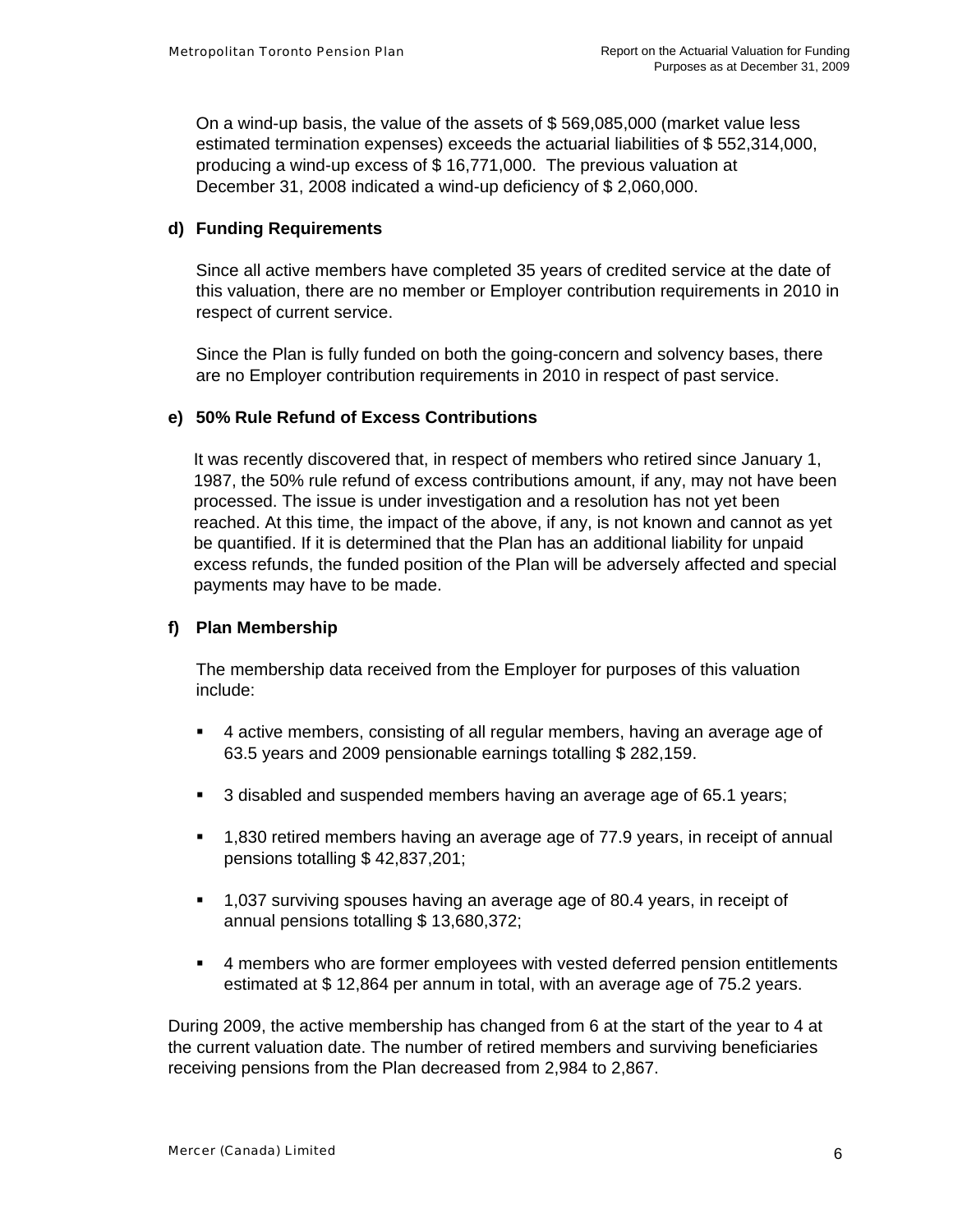On a wind-up basis, the value of the assets of $ 569,085,000 (market value less estimated termination expenses) exceeds the actuarial liabilities of $ 552,314,000, producing a wind-up excess of $ 16,771,000. The previous valuation at December 31, 2008 indicated a wind-up deficiency of $ 2,060,000.

### d) Funding Requirements

Since all active members have completed 35 years of credited service at the date of this valuation, there are no member or Employer contribution requirements in 2010 in respect of current service.

Since the Plan is fully funded on both the going-concern and solvency bases, there are no Employer contribution requirements in 2010 in respect of past service.

### e) 50% Rule Refund of Excess Contributions

It was recently discovered that, in respect of members who retired since January 1, 1987, the 50% rule refund of excess contributions amount, if any, may not have been processed. The issue is under investigation and a resolution has not yet been reached. At this time, the impact of the above, if any, is not known and cannot as yet be quantified. If it is determined that the Plan has an additional liability for unpaid excess refunds, the funded position of the Plan will be adversely affected and special payments may have to be made.

### f) Plan Membership

The membership data received from the Employer for purposes of this valuation include:

- 4 active members, consisting of all regular members, having an average age of 63.5 years and 2009 pensionable earnings totalling $ 282,159.
- 3 disabled and suspended members having an average age of 65.1 years;
- 1,830 retired members having an average age of 77.9 years, in receipt of annual pensions totalling $ 42,837,201;
- 1,037 surviving spouses having an average age of 80.4 years, in receipt of annual pensions totalling $ 13,680,372;
- 4 members who are former employees with vested deferred pension entitlements estimated at $ 12,864 per annum in total, with an average age of 75.2 years.

During 2009, the active membership has changed from 6 at the start of the year to 4 at the current valuation date. The number of retired members and surviving beneficiaries receiving pensions from the Plan decreased from 2,984 to 2,867.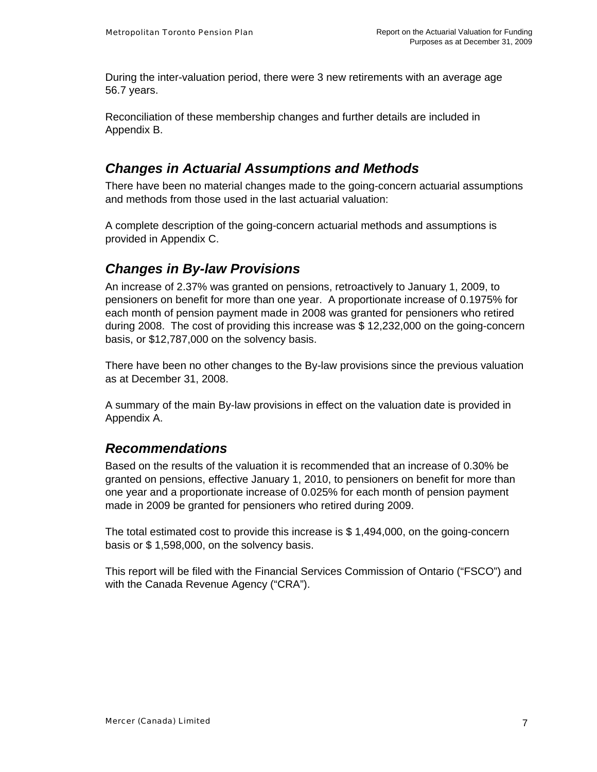During the inter-valuation period, there were 3 new retirements with an average age 56.7 years.

Reconciliation of these membership changes and further details are included in Appendix B.

## *Changes in Actuarial Assumptions and Methods*

There have been no material changes made to the going-concern actuarial assumptions and methods from those used in the last actuarial valuation:

A complete description of the going-concern actuarial methods and assumptions is provided in Appendix C.

## *Changes in By-law Provisions*

An increase of 2.37% was granted on pensions, retroactively to January 1, 2009, to pensioners on benefit for more than one year. A proportionate increase of 0.1975% for each month of pension payment made in 2008 was granted for pensioners who retired during 2008. The cost of providing this increase was $ 12,232,000 on the going-concern basis, or $12,787,000 on the solvency basis.

There have been no other changes to the By-law provisions since the previous valuation as at December 31, 2008.

A summary of the main By-law provisions in effect on the valuation date is provided in Appendix A.

## *Recommendations*

Based on the results of the valuation it is recommended that an increase of 0.30% be granted on pensions, effective January 1, 2010, to pensioners on benefit for more than one year and a proportionate increase of 0.025% for each month of pension payment made in 2009 be granted for pensioners who retired during 2009.

The total estimated cost to provide this increase is $ 1,494,000, on the going-concern basis or $ 1,598,000, on the solvency basis.

This report will be filed with the Financial Services Commission of Ontario (“FSCO”) and with the Canada Revenue Agency (“CRA”).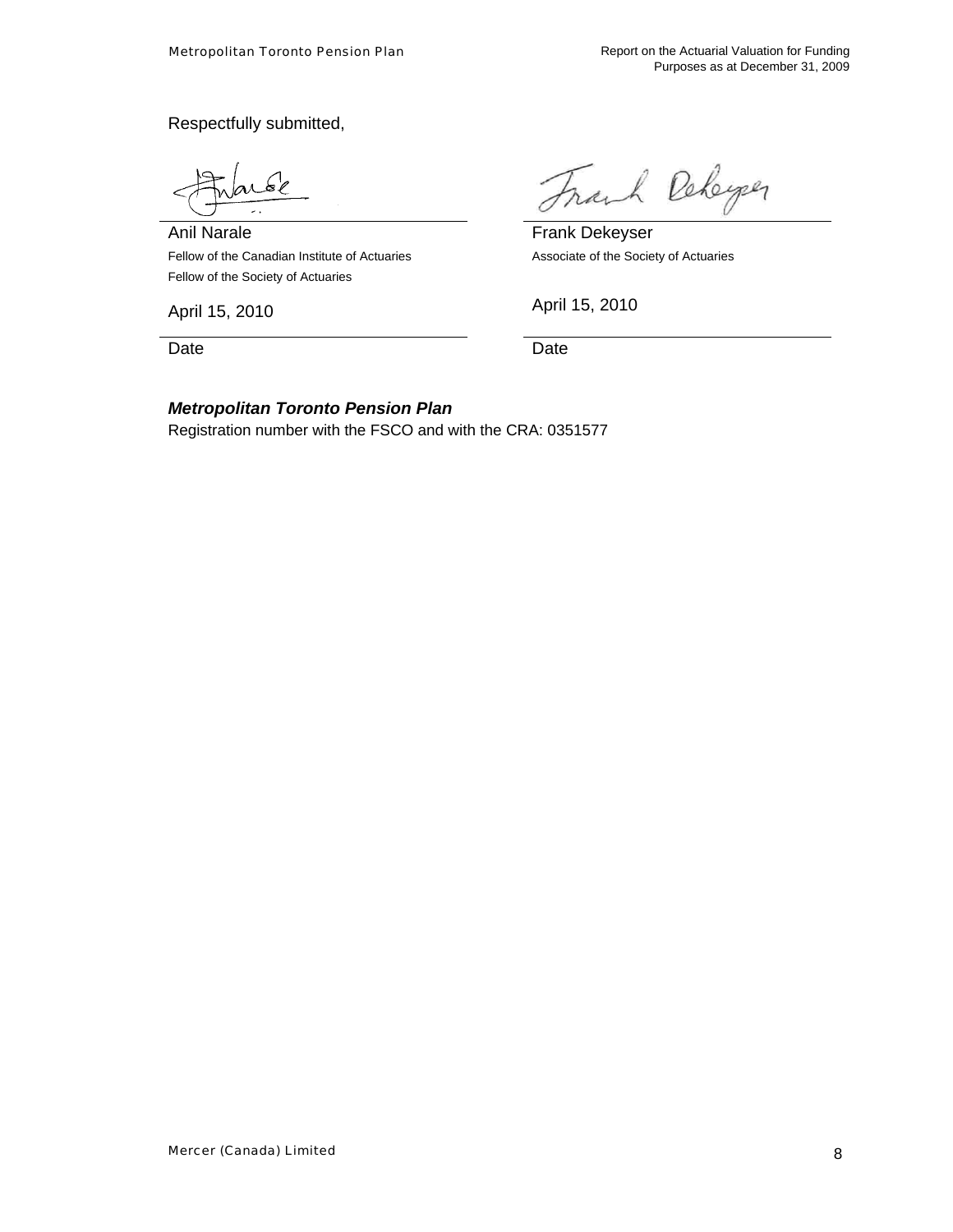Respectfully submitted,

| | |
|---|---|
| Anil Narale | Frank Dekeyser |
| Fellow of the Canadian Institute of Actuaries | Associate of the Society of Actuaries |
| Fellow of the Society of Actuaries | |
| April 15, 2010 | April 15, 2010 |
| Date | Date |

***Metropolitan Toronto Pension Plan***

Registration number with the FSCO and with the CRA: 0351577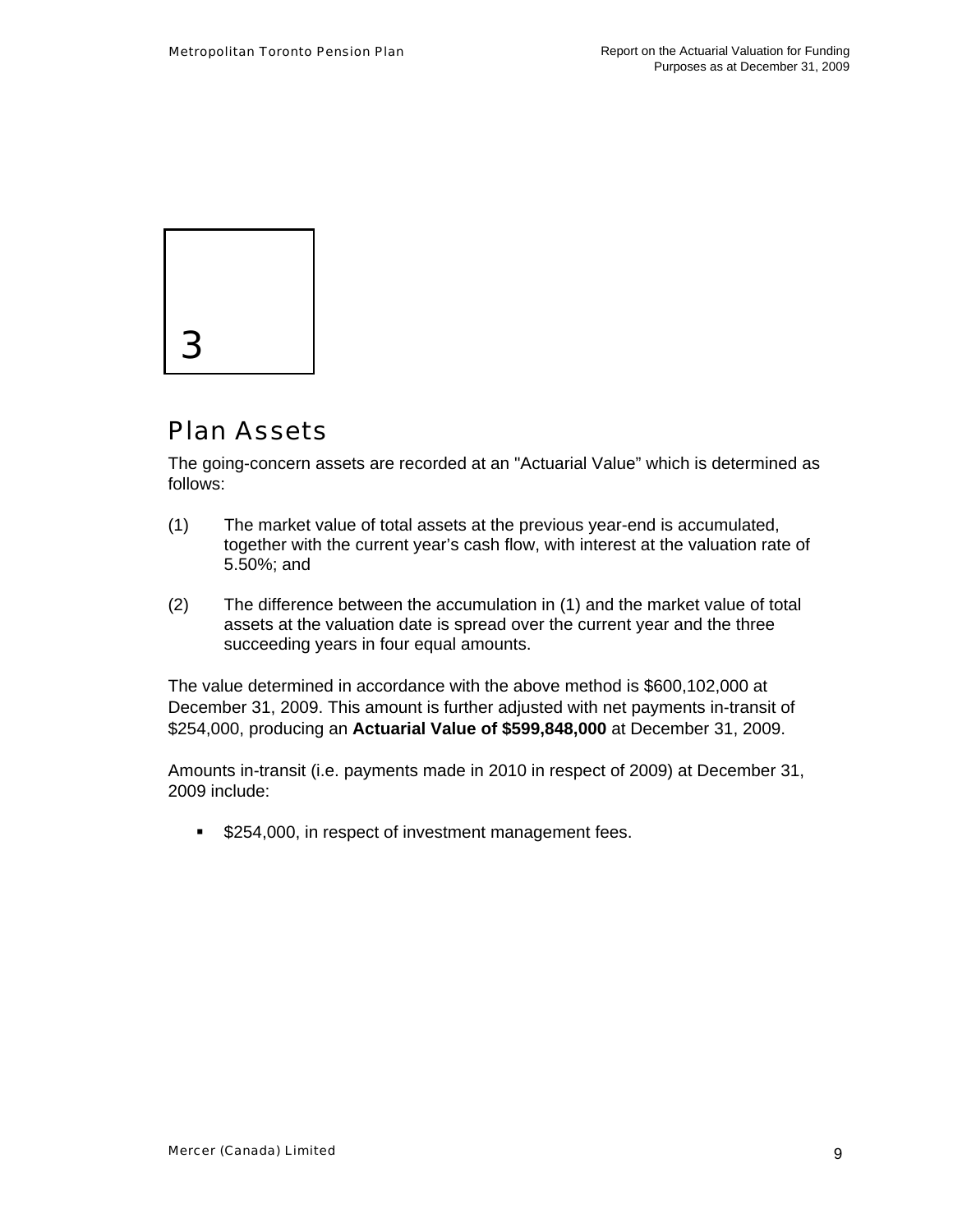# 3

# Plan Assets

The going-concern assets are recorded at an "Actuarial Value" which is determined as follows:

(1) The market value of total assets at the previous year-end is accumulated, together with the current year's cash flow, with interest at the valuation rate of 5.50%; and

(2) The difference between the accumulation in (1) and the market value of total assets at the valuation date is spread over the current year and the three succeeding years in four equal amounts.

The value determined in accordance with the above method is $600,102,000 at December 31, 2009. This amount is further adjusted with net payments in-transit of $254,000, producing an **Actuarial Value of $599,848,000** at December 31, 2009.

Amounts in-transit (i.e. payments made in 2010 in respect of 2009) at December 31, 2009 include:

- $254,000, in respect of investment management fees.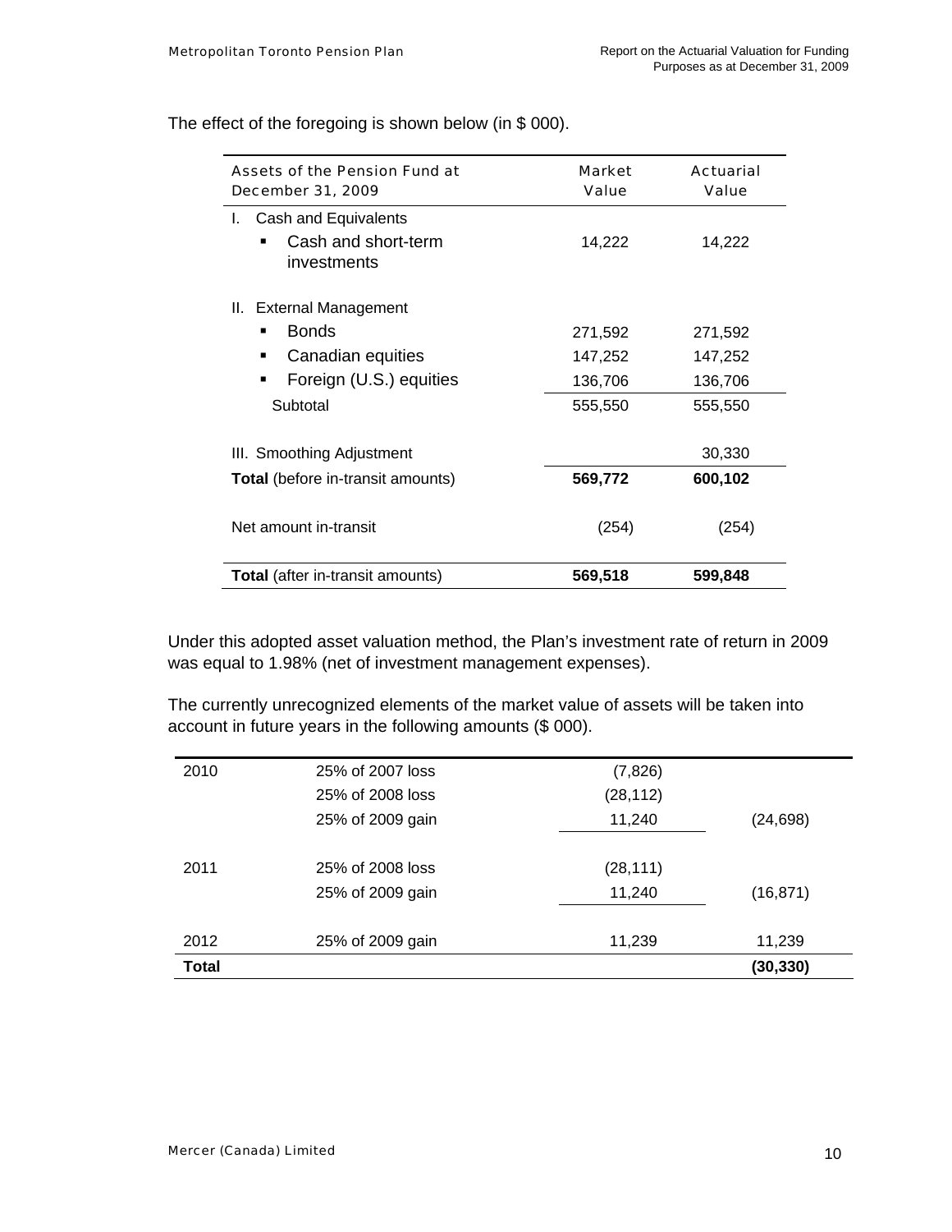The effect of the foregoing is shown below (in $ 000).

| Assets of the Pension Fund at December 31, 2009 | Market Value | Actuarial Value |
|---|---|---|
| I. Cash and Equivalents | | |
| ▪ Cash and short-term investments | 14,222 | 14,222 |
| II. External Management | | |
| ▪ Bonds | 271,592 | 271,592 |
| ▪ Canadian equities | 147,252 | 147,252 |
| ▪ Foreign (U.S.) equities | 136,706 | 136,706 |
| Subtotal | 555,550 | 555,550 |
| III. Smoothing Adjustment | | 30,330 |
| **Total** (before in-transit amounts) | **569,772** | **600,102** |
| Net amount in-transit | (254) | (254) |
| **Total** (after in-transit amounts) | **569,518** | **599,848** |

Under this adopted asset valuation method, the Plan's investment rate of return in 2009 was equal to 1.98% (net of investment management expenses).

The currently unrecognized elements of the market value of assets will be taken into account in future years in the following amounts ($ 000).

| | | | |
|---|---|---|---|
| 2010 | 25% of 2007 loss | (7,826) | |
| | 25% of 2008 loss | (28,112) | |
| | 25% of 2009 gain | 11,240 | (24,698) |
| 2011 | 25% of 2008 loss | (28,111) | |
| | 25% of 2009 gain | 11,240 | (16,871) |
| 2012 | 25% of 2009 gain | 11,239 | 11,239 |
| **Total** | | | **(30,330)** |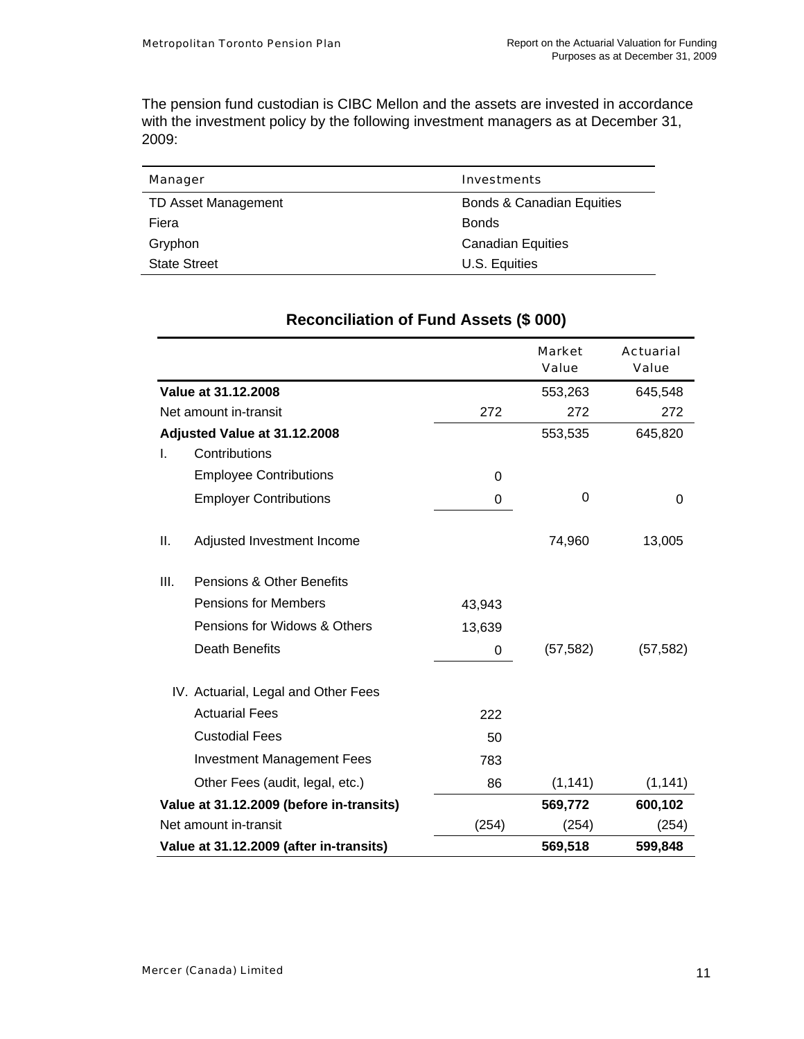The pension fund custodian is CIBC Mellon and the assets are invested in accordance with the investment policy by the following investment managers as at December 31, 2009:

| Manager | Investments |
|---|---|
| TD Asset Management | Bonds & Canadian Equities |
| Fiera | Bonds |
| Gryphon | Canadian Equities |
| State Street | U.S. Equities |

## Reconciliation of Fund Assets ($ 000)

| | | | Market Value | Actuarial Value |
|---|---|---|---|---|
| **Value at 31.12.2008** | | | 553,263 | 645,548 |
| Net amount in-transit | | 272 | 272 | 272 |
| **Adjusted Value at 31.12.2008** | | | 553,535 | 645,820 |
| I. | Contributions | | | |
| | Employee Contributions | 0 | | |
| | Employer Contributions | 0 | 0 | 0 |
| II. | Adjusted Investment Income | | 74,960 | 13,005 |
| III. | Pensions & Other Benefits | | | |
| | Pensions for Members | 43,943 | | |
| | Pensions for Widows & Others | 13,639 | | |
| | Death Benefits | 0 | (57,582) | (57,582) |
| IV. | Actuarial, Legal and Other Fees | | | |
| | Actuarial Fees | 222 | | |
| | Custodial Fees | 50 | | |
| | Investment Management Fees | 783 | | |
| | Other Fees (audit, legal, etc.) | 86 | (1,141) | (1,141) |
| **Value at 31.12.2009 (before in-transits)** | | | **569,772** | **600,102** |
| Net amount in-transit | | (254) | (254) | (254) |
| **Value at 31.12.2009 (after in-transits)** | | | **569,518** | **599,848** |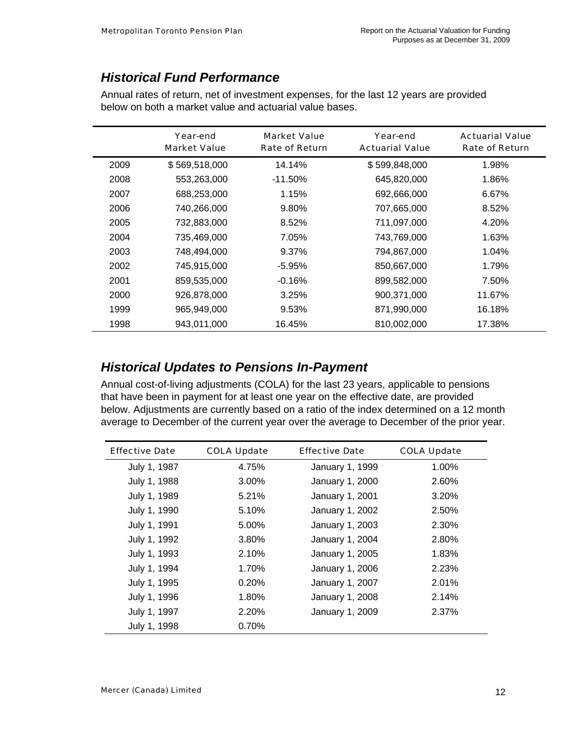## *Historical Fund Performance*

Annual rates of return, net of investment expenses, for the last 12 years are provided below on both a market value and actuarial value bases.

| | Year-end Market Value | Market Value Rate of Return | Year-end Actuarial Value | Actuarial Value Rate of Return |
|---|---|---|---|---|
| 2009 | $ 569,518,000 | 14.14% | $ 599,848,000 | 1.98% |
| 2008 | 553,263,000 | -11.50% | 645,820,000 | 1.86% |
| 2007 | 688,253,000 | 1.15% | 692,666,000 | 6.67% |
| 2006 | 740,266,000 | 9.80% | 707,665,000 | 8.52% |
| 2005 | 732,883,000 | 8.52% | 711,097,000 | 4.20% |
| 2004 | 735,469,000 | 7.05% | 743,769,000 | 1.63% |
| 2003 | 748,494,000 | 9.37% | 794,867,000 | 1.04% |
| 2002 | 745,915,000 | -5.95% | 850,667,000 | 1.79% |
| 2001 | 859,535,000 | -0.16% | 899,582,000 | 7.50% |
| 2000 | 926,878,000 | 3.25% | 900,371,000 | 11.67% |
| 1999 | 965,949,000 | 9.53% | 871,990,000 | 16.18% |
| 1998 | 943,011,000 | 16.45% | 810,002,000 | 17.38% |

## *Historical Updates to Pensions In-Payment*

Annual cost-of-living adjustments (COLA) for the last 23 years, applicable to pensions that have been in payment for at least one year on the effective date, are provided below. Adjustments are currently based on a ratio of the index determined on a 12 month average to December of the current year over the average to December of the prior year.

| Effective Date | COLA Update | Effective Date | COLA Update |
|---|---|---|---|
| July 1, 1987 | 4.75% | January 1, 1999 | 1.00% |
| July 1, 1988 | 3.00% | January 1, 2000 | 2.60% |
| July 1, 1989 | 5.21% | January 1, 2001 | 3.20% |
| July 1, 1990 | 5.10% | January 1, 2002 | 2.50% |
| July 1, 1991 | 5.00% | January 1, 2003 | 2.30% |
| July 1, 1992 | 3.80% | January 1, 2004 | 2.80% |
| July 1, 1993 | 2.10% | January 1, 2005 | 1.83% |
| July 1, 1994 | 1.70% | January 1, 2006 | 2.23% |
| July 1, 1995 | 0.20% | January 1, 2007 | 2.01% |
| July 1, 1996 | 1.80% | January 1, 2008 | 2.14% |
| July 1, 1997 | 2.20% | January 1, 2009 | 2.37% |
| July 1, 1998 | 0.70% | | |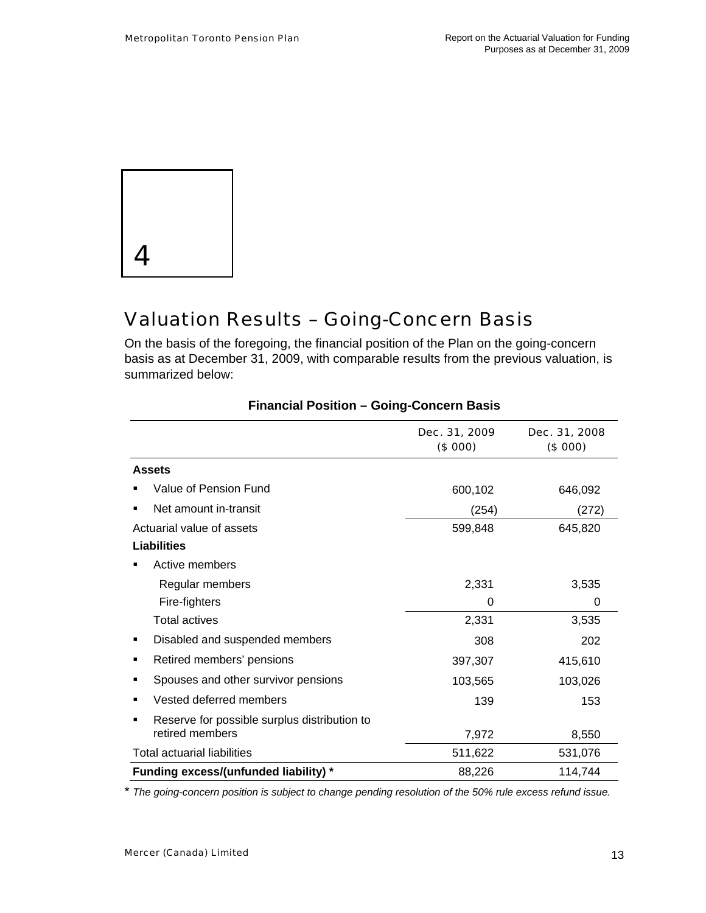4

# Valuation Results – Going-Concern Basis

On the basis of the foregoing, the financial position of the Plan on the going-concern basis as at December 31, 2009, with comparable results from the previous valuation, is summarized below:

**Financial Position – Going-Concern Basis**

| | Dec. 31, 2009 ($ 000) | Dec. 31, 2008 ($ 000) |
|---|---|---|
| **Assets** | | |
| ▪ Value of Pension Fund | 600,102 | 646,092 |
| ▪ Net amount in-transit | (254) | (272) |
| Actuarial value of assets | 599,848 | 645,820 |
| **Liabilities** | | |
| ▪ Active members | | |
| Regular members | 2,331 | 3,535 |
| Fire-fighters | 0 | 0 |
| Total actives | 2,331 | 3,535 |
| ▪ Disabled and suspended members | 308 | 202 |
| ▪ Retired members' pensions | 397,307 | 415,610 |
| ▪ Spouses and other survivor pensions | 103,565 | 103,026 |
| ▪ Vested deferred members | 139 | 153 |
| ▪ Reserve for possible surplus distribution to retired members | 7,972 | 8,550 |
| Total actuarial liabilities | 511,622 | 531,076 |
| **Funding excess/(unfunded liability) *** | 88,226 | 114,744 |

\* *The going-concern position is subject to change pending resolution of the 50% rule excess refund issue.*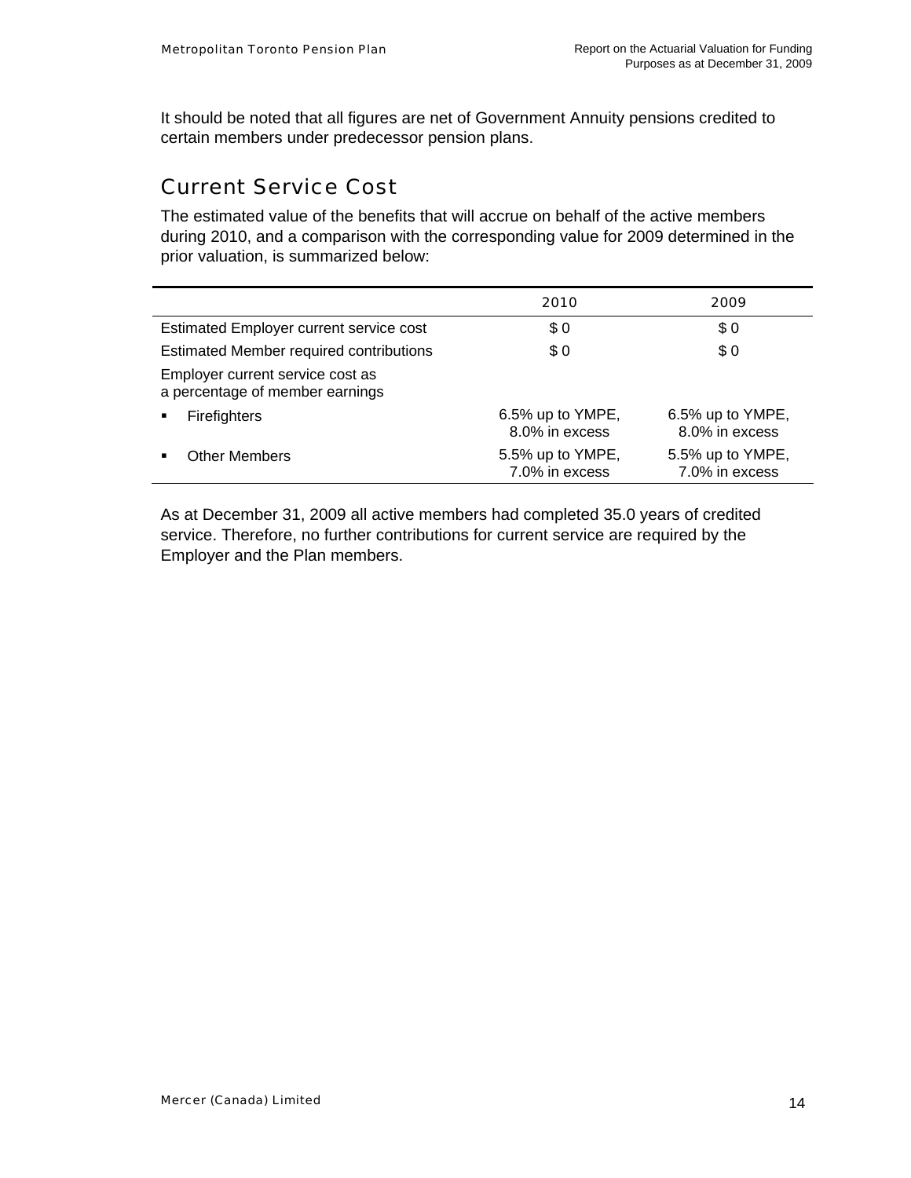It should be noted that all figures are net of Government Annuity pensions credited to certain members under predecessor pension plans.

## Current Service Cost

The estimated value of the benefits that will accrue on behalf of the active members during 2010, and a comparison with the corresponding value for 2009 determined in the prior valuation, is summarized below:

| | 2010 | 2009 |
|---|---|---|
| Estimated Employer current service cost | $ 0 | $ 0 |
| Estimated Member required contributions | $ 0 | $ 0 |
| Employer current service cost as a percentage of member earnings | | |
| ▪ Firefighters | 6.5% up to YMPE, 8.0% in excess | 6.5% up to YMPE, 8.0% in excess |
| ▪ Other Members | 5.5% up to YMPE, 7.0% in excess | 5.5% up to YMPE, 7.0% in excess |

As at December 31, 2009 all active members had completed 35.0 years of credited service. Therefore, no further contributions for current service are required by the Employer and the Plan members.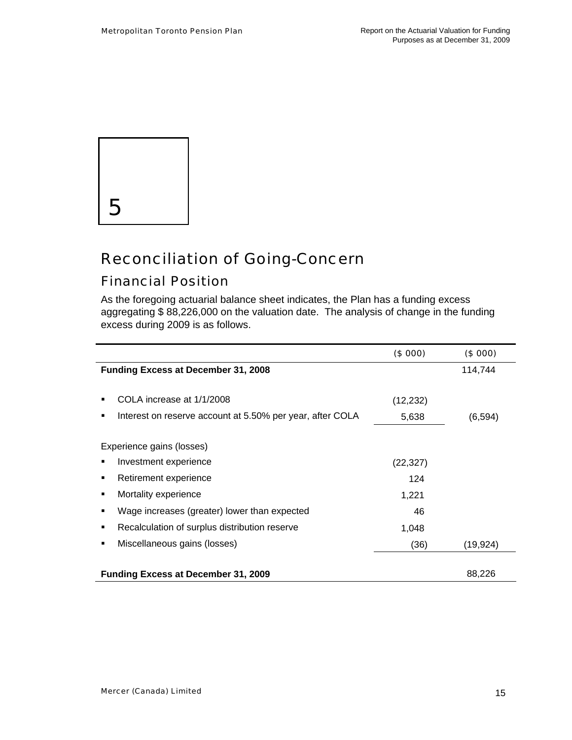# 5

## Reconciliation of Going-Concern

### Financial Position

As the foregoing actuarial balance sheet indicates, the Plan has a funding excess aggregating $ 88,226,000 on the valuation date. The analysis of change in the funding excess during 2009 is as follows.

| | ($ 000) | ($ 000) |
|---|---|---|
| **Funding Excess at December 31, 2008** | | 114,744 |
| ▪ COLA increase at 1/1/2008 | (12,232) | |
| ▪ Interest on reserve account at 5.50% per year, after COLA | 5,638 | (6,594) |
| Experience gains (losses) | | |
| ▪ Investment experience | (22,327) | |
| ▪ Retirement experience | 124 | |
| ▪ Mortality experience | 1,221 | |
| ▪ Wage increases (greater) lower than expected | 46 | |
| ▪ Recalculation of surplus distribution reserve | 1,048 | |
| ▪ Miscellaneous gains (losses) | (36) | (19,924) |
| **Funding Excess at December 31, 2009** | | 88,226 |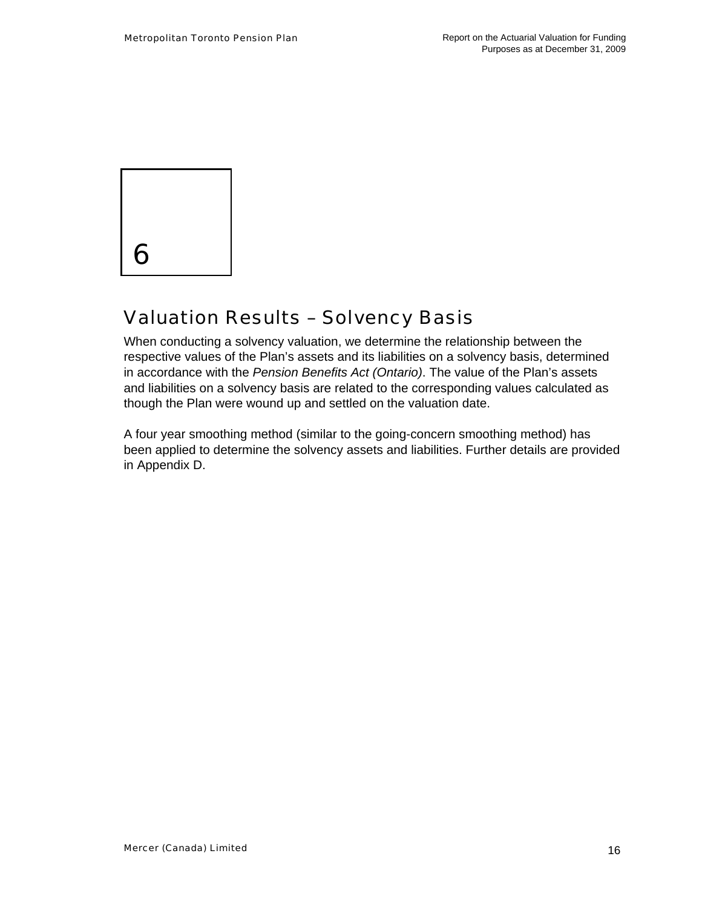6

# Valuation Results – Solvency Basis

When conducting a solvency valuation, we determine the relationship between the respective values of the Plan's assets and its liabilities on a solvency basis, determined in accordance with the *Pension Benefits Act (Ontario)*. The value of the Plan's assets and liabilities on a solvency basis are related to the corresponding values calculated as though the Plan were wound up and settled on the valuation date.

A four year smoothing method (similar to the going-concern smoothing method) has been applied to determine the solvency assets and liabilities. Further details are provided in Appendix D.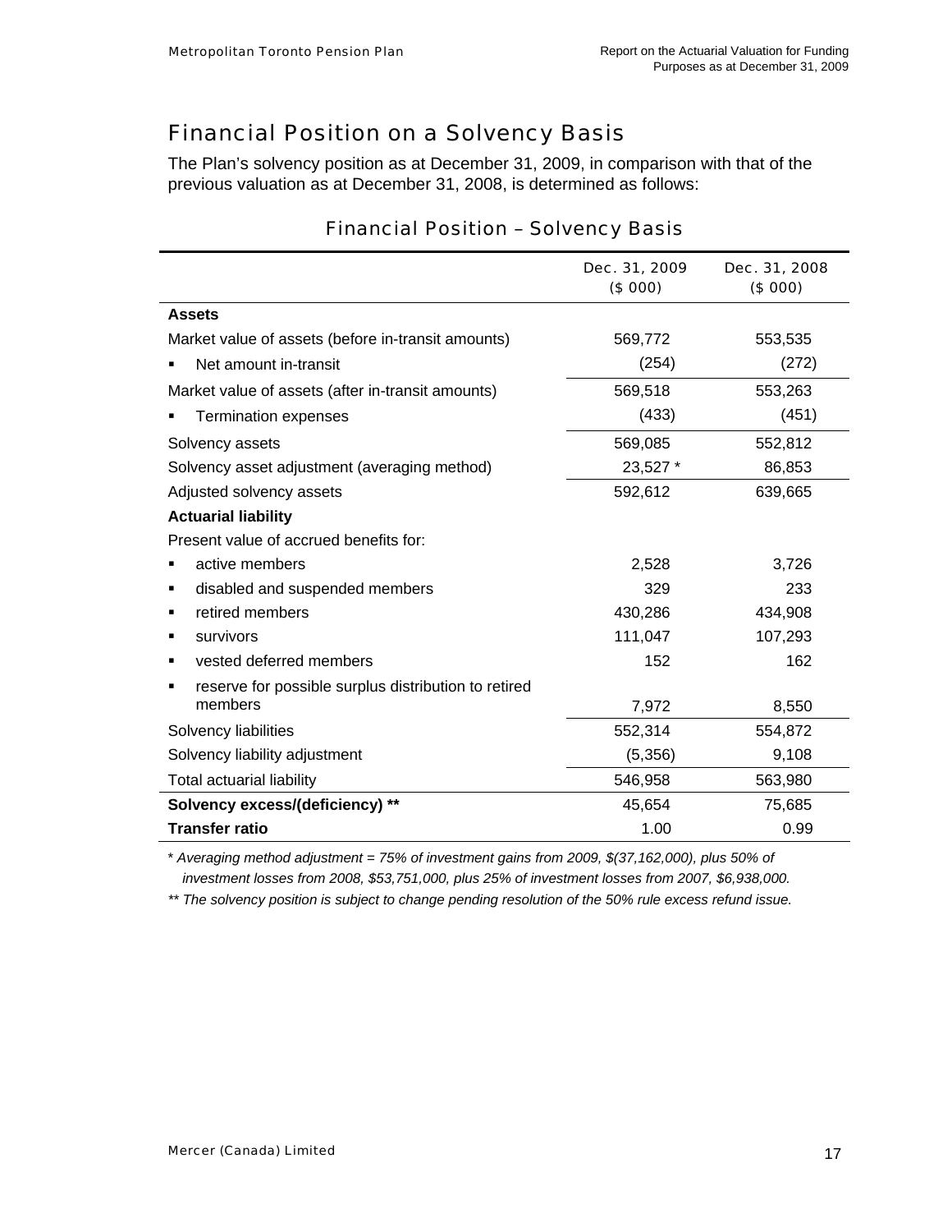# Financial Position on a Solvency Basis

The Plan's solvency position as at December 31, 2009, in comparison with that of the previous valuation as at December 31, 2008, is determined as follows:

## Financial Position – Solvency Basis

| | Dec. 31, 2009 ($ 000) | Dec. 31, 2008 ($ 000) |
|---|---|---|
| **Assets** | | |
| Market value of assets (before in-transit amounts) | 569,772 | 553,535 |
| ▪ Net amount in-transit | (254) | (272) |
| Market value of assets (after in-transit amounts) | 569,518 | 553,263 |
| ▪ Termination expenses | (433) | (451) |
| Solvency assets | 569,085 | 552,812 |
| Solvency asset adjustment (averaging method) | 23,527 * | 86,853 |
| Adjusted solvency assets | 592,612 | 639,665 |
| **Actuarial liability** | | |
| Present value of accrued benefits for: | | |
| ▪ active members | 2,528 | 3,726 |
| ▪ disabled and suspended members | 329 | 233 |
| ▪ retired members | 430,286 | 434,908 |
| ▪ survivors | 111,047 | 107,293 |
| ▪ vested deferred members | 152 | 162 |
| ▪ reserve for possible surplus distribution to retired members | 7,972 | 8,550 |
| Solvency liabilities | 552,314 | 554,872 |
| Solvency liability adjustment | (5,356) | 9,108 |
| Total actuarial liability | 546,958 | 563,980 |
| **Solvency excess/(deficiency) \*\*** | 45,654 | 75,685 |
| **Transfer ratio** | 1.00 | 0.99 |

\* *Averaging method adjustment = 75% of investment gains from 2009, $(37,162,000), plus 50% of investment losses from 2008, $53,751,000, plus 25% of investment losses from 2007, $6,938,000.*

\*\* *The solvency position is subject to change pending resolution of the 50% rule excess refund issue.*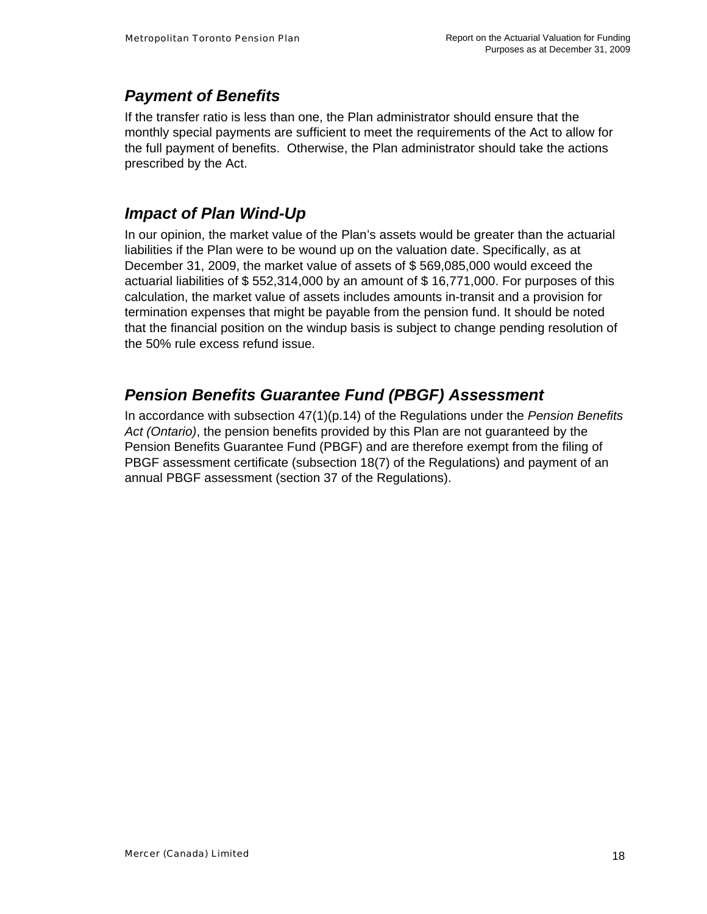## *Payment of Benefits*

If the transfer ratio is less than one, the Plan administrator should ensure that the monthly special payments are sufficient to meet the requirements of the Act to allow for the full payment of benefits. Otherwise, the Plan administrator should take the actions prescribed by the Act.

## *Impact of Plan Wind-Up*

In our opinion, the market value of the Plan's assets would be greater than the actuarial liabilities if the Plan were to be wound up on the valuation date. Specifically, as at December 31, 2009, the market value of assets of $ 569,085,000 would exceed the actuarial liabilities of $ 552,314,000 by an amount of $ 16,771,000. For purposes of this calculation, the market value of assets includes amounts in-transit and a provision for termination expenses that might be payable from the pension fund. It should be noted that the financial position on the windup basis is subject to change pending resolution of the 50% rule excess refund issue.

## *Pension Benefits Guarantee Fund (PBGF) Assessment*

In accordance with subsection 47(1)(p.14) of the Regulations under the *Pension Benefits Act (Ontario)*, the pension benefits provided by this Plan are not guaranteed by the Pension Benefits Guarantee Fund (PBGF) and are therefore exempt from the filing of PBGF assessment certificate (subsection 18(7) of the Regulations) and payment of an annual PBGF assessment (section 37 of the Regulations).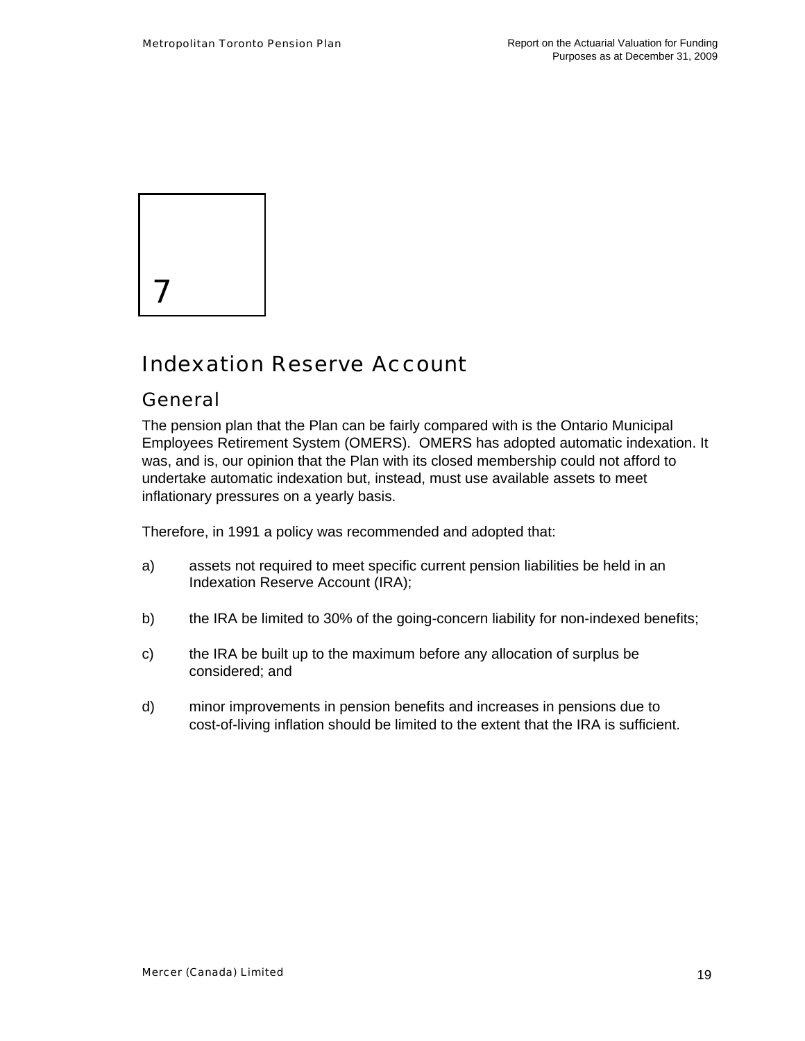# 7

# Indexation Reserve Account

## General

The pension plan that the Plan can be fairly compared with is the Ontario Municipal Employees Retirement System (OMERS). OMERS has adopted automatic indexation. It was, and is, our opinion that the Plan with its closed membership could not afford to undertake automatic indexation but, instead, must use available assets to meet inflationary pressures on a yearly basis.

Therefore, in 1991 a policy was recommended and adopted that:

a) assets not required to meet specific current pension liabilities be held in an Indexation Reserve Account (IRA);

b) the IRA be limited to 30% of the going-concern liability for non-indexed benefits;

c) the IRA be built up to the maximum before any allocation of surplus be considered; and

d) minor improvements in pension benefits and increases in pensions due to cost-of-living inflation should be limited to the extent that the IRA is sufficient.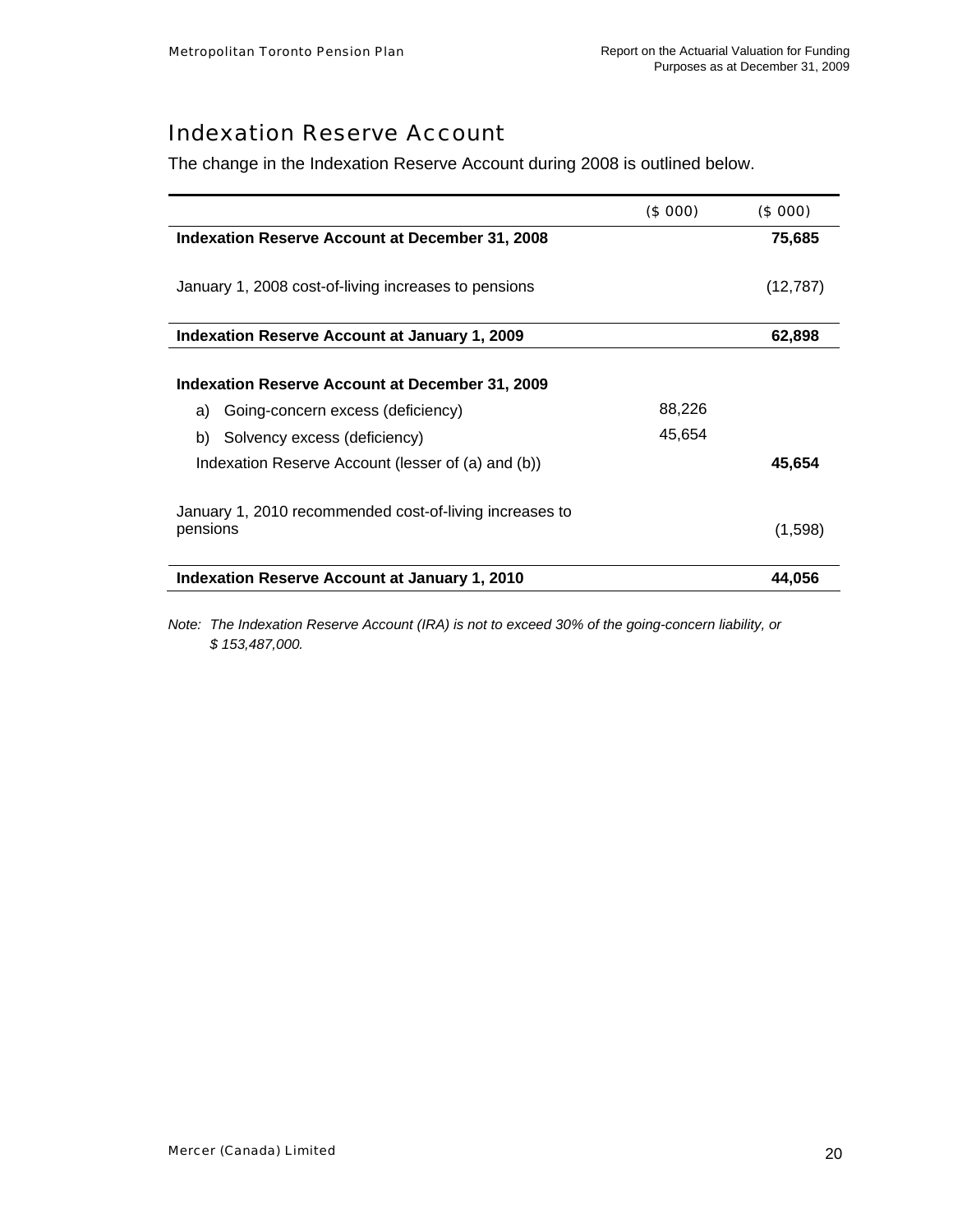# Indexation Reserve Account

The change in the Indexation Reserve Account during 2008 is outlined below.

| | ($ 000) | ($ 000) |
|---|---|---|
| **Indexation Reserve Account at December 31, 2008** | | **75,685** |
| January 1, 2008 cost-of-living increases to pensions | | (12,787) |
| **Indexation Reserve Account at January 1, 2009** | | **62,898** |
| **Indexation Reserve Account at December 31, 2009** | | |
| a) Going-concern excess (deficiency) | 88,226 | |
| b) Solvency excess (deficiency) | 45,654 | |
| Indexation Reserve Account (lesser of (a) and (b)) | | **45,654** |
| January 1, 2010 recommended cost-of-living increases to pensions | | (1,598) |
| **Indexation Reserve Account at January 1, 2010** | | **44,056** |

*Note: The Indexation Reserve Account (IRA) is not to exceed 30% of the going-concern liability, or $ 153,487,000.*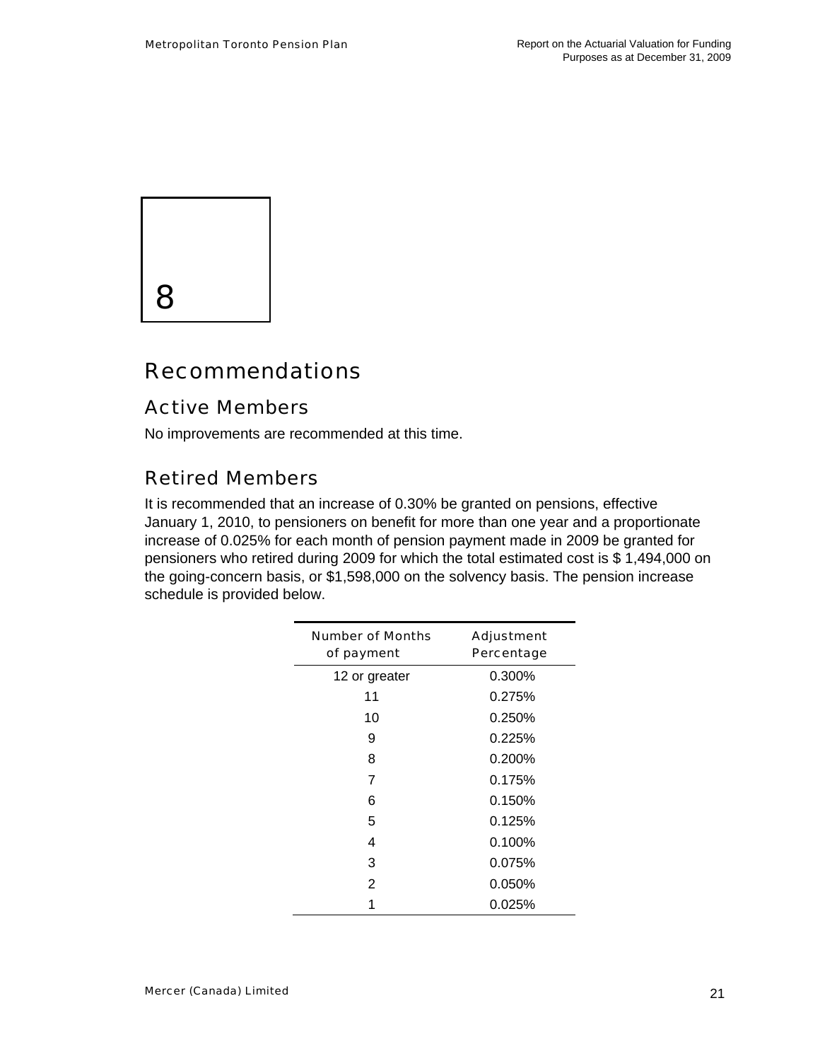# 8

# Recommendations

## Active Members

No improvements are recommended at this time.

## Retired Members

It is recommended that an increase of 0.30% be granted on pensions, effective January 1, 2010, to pensioners on benefit for more than one year and a proportionate increase of 0.025% for each month of pension payment made in 2009 be granted for pensioners who retired during 2009 for which the total estimated cost is $ 1,494,000 on the going-concern basis, or $1,598,000 on the solvency basis. The pension increase schedule is provided below.

| Number of Months of payment | Adjustment Percentage |
|---|---|
| 12 or greater | 0.300% |
| 11 | 0.275% |
| 10 | 0.250% |
| 9 | 0.225% |
| 8 | 0.200% |
| 7 | 0.175% |
| 6 | 0.150% |
| 5 | 0.125% |
| 4 | 0.100% |
| 3 | 0.075% |
| 2 | 0.050% |
| 1 | 0.025% |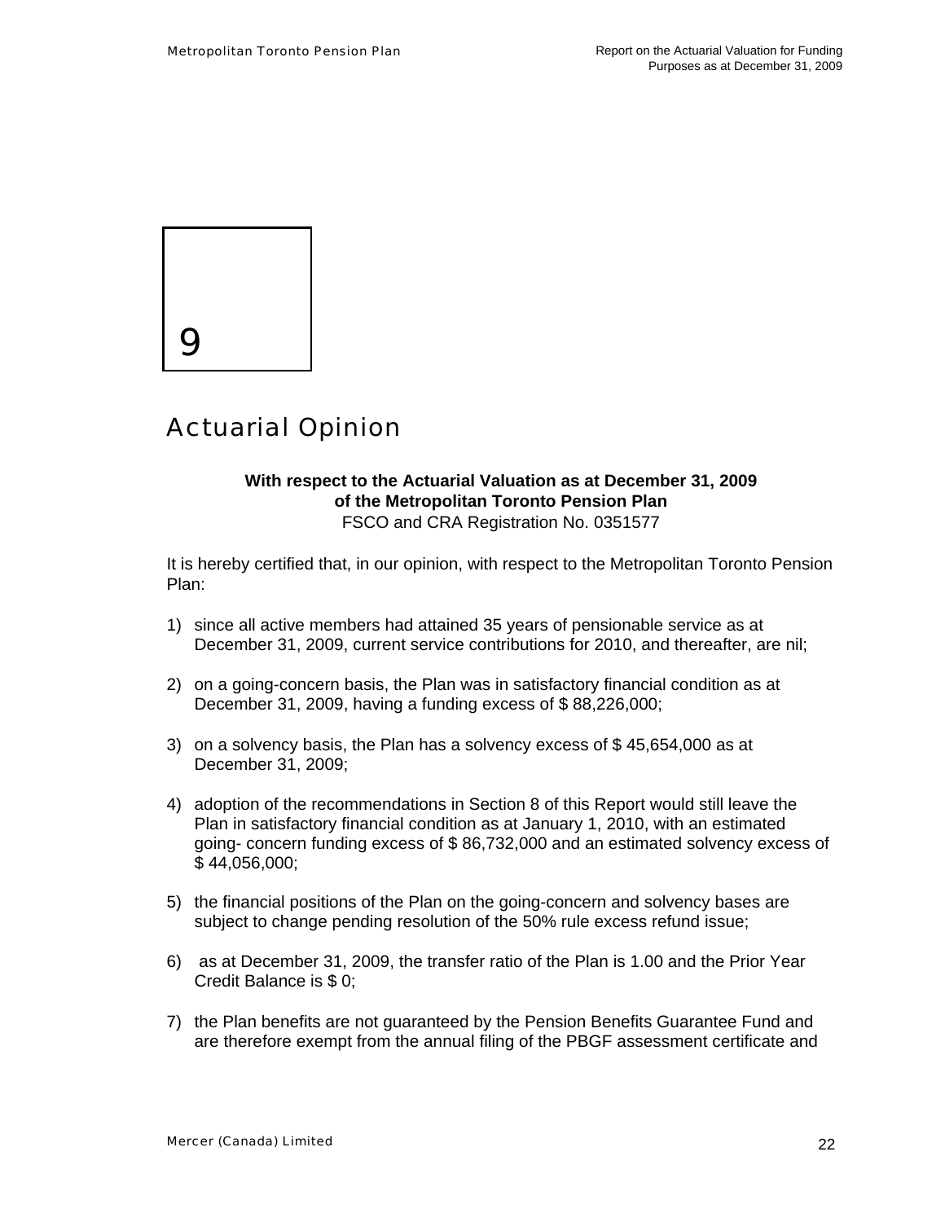# 9

# Actuarial Opinion

**With respect to the Actuarial Valuation as at December 31, 2009**
**of the Metropolitan Toronto Pension Plan**
FSCO and CRA Registration No. 0351577

It is hereby certified that, in our opinion, with respect to the Metropolitan Toronto Pension Plan:

1) since all active members had attained 35 years of pensionable service as at December 31, 2009, current service contributions for 2010, and thereafter, are nil;

2) on a going-concern basis, the Plan was in satisfactory financial condition as at December 31, 2009, having a funding excess of $ 88,226,000;

3) on a solvency basis, the Plan has a solvency excess of $ 45,654,000 as at December 31, 2009;

4) adoption of the recommendations in Section 8 of this Report would still leave the Plan in satisfactory financial condition as at January 1, 2010, with an estimated going- concern funding excess of $ 86,732,000 and an estimated solvency excess of $ 44,056,000;

5) the financial positions of the Plan on the going-concern and solvency bases are subject to change pending resolution of the 50% rule excess refund issue;

6) as at December 31, 2009, the transfer ratio of the Plan is 1.00 and the Prior Year Credit Balance is $ 0;

7) the Plan benefits are not guaranteed by the Pension Benefits Guarantee Fund and are therefore exempt from the annual filing of the PBGF assessment certificate and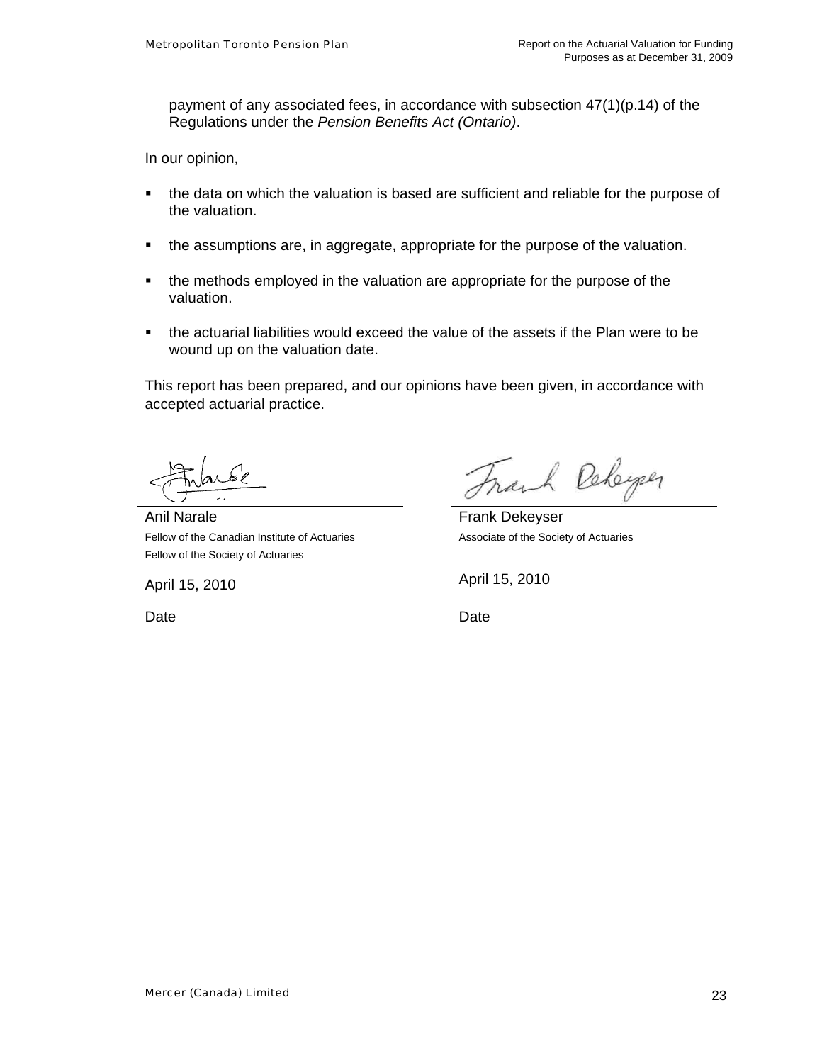payment of any associated fees, in accordance with subsection 47(1)(p.14) of the Regulations under the *Pension Benefits Act (Ontario)*.

In our opinion,

- the data on which the valuation is based are sufficient and reliable for the purpose of the valuation.
- the assumptions are, in aggregate, appropriate for the purpose of the valuation.
- the methods employed in the valuation are appropriate for the purpose of the valuation.
- the actuarial liabilities would exceed the value of the assets if the Plan were to be wound up on the valuation date.

This report has been prepared, and our opinions have been given, in accordance with accepted actuarial practice.

Anil Narale
Fellow of the Canadian Institute of Actuaries
Fellow of the Society of Actuaries

April 15, 2010
Date

Frank Dekeyser
Associate of the Society of Actuaries

April 15, 2010
Date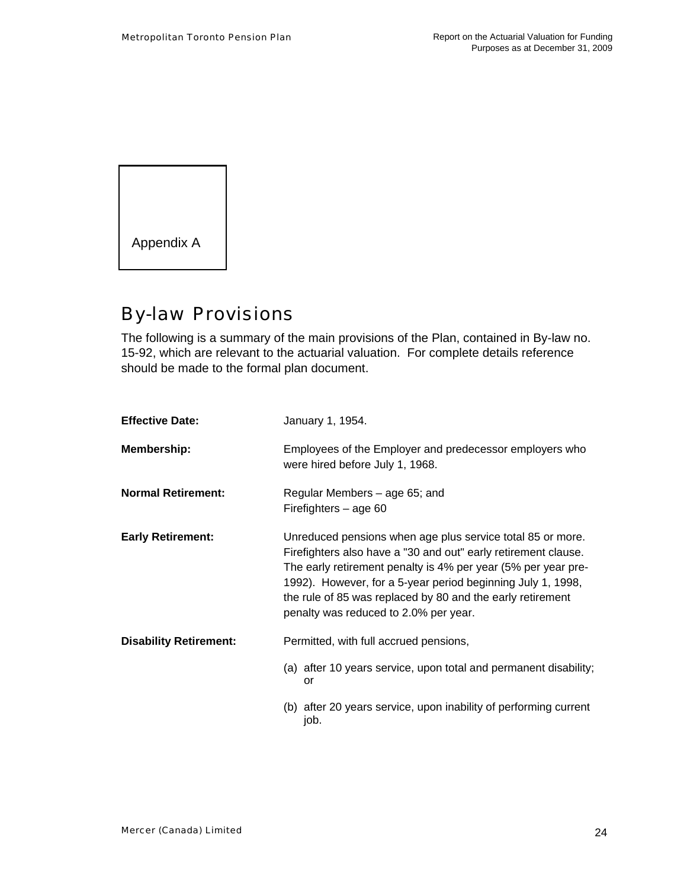Appendix A

# By-law Provisions

The following is a summary of the main provisions of the Plan, contained in By-law no. 15-92, which are relevant to the actuarial valuation. For complete details reference should be made to the formal plan document.

**Effective Date:** January 1, 1954.

**Membership:** Employees of the Employer and predecessor employers who were hired before July 1, 1968.

**Normal Retirement:** Regular Members – age 65; and
Firefighters – age 60

**Early Retirement:** Unreduced pensions when age plus service total 85 or more. Firefighters also have a "30 and out" early retirement clause. The early retirement penalty is 4% per year (5% per year pre-1992). However, for a 5-year period beginning July 1, 1998, the rule of 85 was replaced by 80 and the early retirement penalty was reduced to 2.0% per year.

**Disability Retirement:** Permitted, with full accrued pensions,

(a) after 10 years service, upon total and permanent disability; or

(b) after 20 years service, upon inability of performing current job.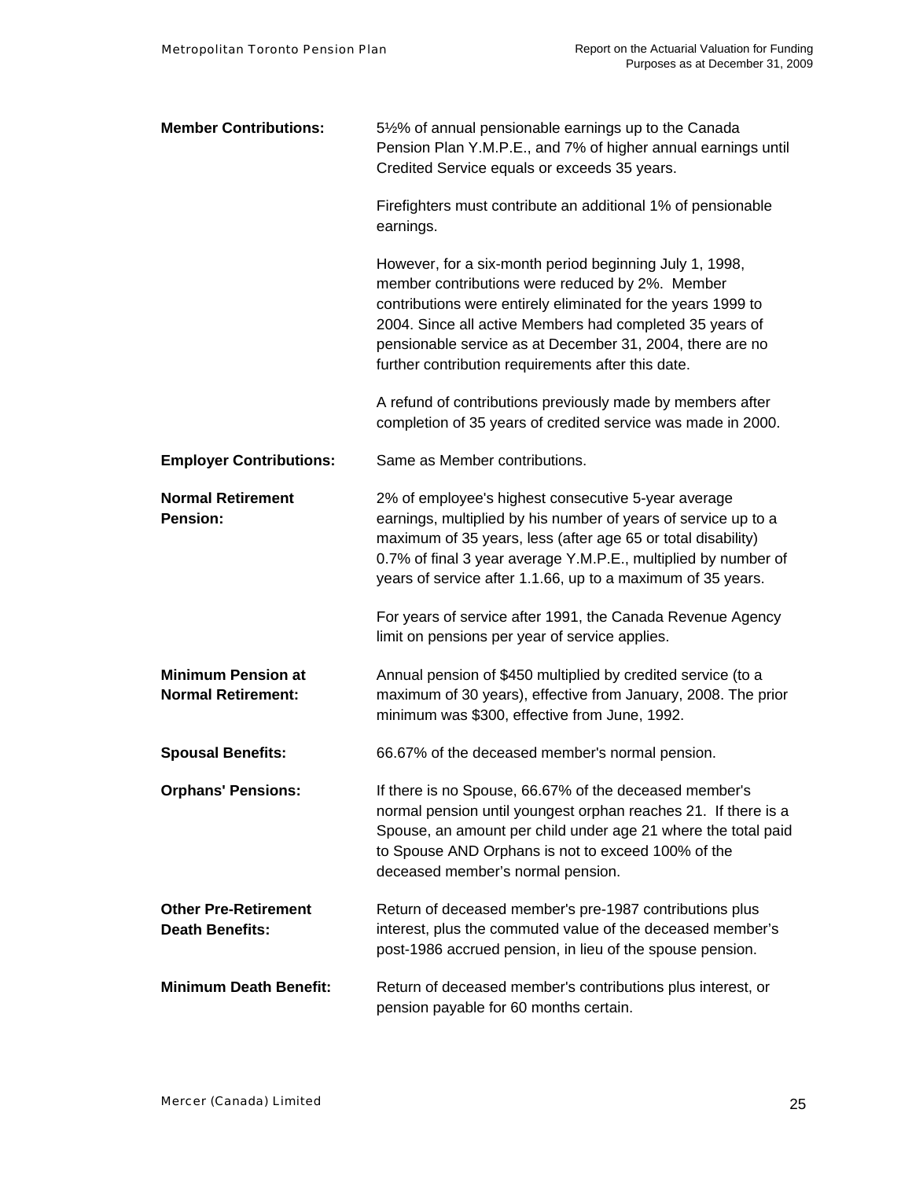**Member Contributions:** 5½% of annual pensionable earnings up to the Canada Pension Plan Y.M.P.E., and 7% of higher annual earnings until Credited Service equals or exceeds 35 years.

Firefighters must contribute an additional 1% of pensionable earnings.

However, for a six-month period beginning July 1, 1998, member contributions were reduced by 2%. Member contributions were entirely eliminated for the years 1999 to 2004. Since all active Members had completed 35 years of pensionable service as at December 31, 2004, there are no further contribution requirements after this date.

A refund of contributions previously made by members after completion of 35 years of credited service was made in 2000.

**Employer Contributions:** Same as Member contributions.

**Normal Retirement Pension:** 2% of employee's highest consecutive 5-year average earnings, multiplied by his number of years of service up to a maximum of 35 years, less (after age 65 or total disability) 0.7% of final 3 year average Y.M.P.E., multiplied by number of years of service after 1.1.66, up to a maximum of 35 years.

For years of service after 1991, the Canada Revenue Agency limit on pensions per year of service applies.

**Minimum Pension at Normal Retirement:** Annual pension of $450 multiplied by credited service (to a maximum of 30 years), effective from January, 2008. The prior minimum was $300, effective from June, 1992.

**Spousal Benefits:** 66.67% of the deceased member's normal pension.

**Orphans' Pensions:** If there is no Spouse, 66.67% of the deceased member's normal pension until youngest orphan reaches 21. If there is a Spouse, an amount per child under age 21 where the total paid to Spouse AND Orphans is not to exceed 100% of the deceased member's normal pension.

**Other Pre-Retirement Death Benefits:** Return of deceased member's pre-1987 contributions plus interest, plus the commuted value of the deceased member's post-1986 accrued pension, in lieu of the spouse pension.

**Minimum Death Benefit:** Return of deceased member's contributions plus interest, or pension payable for 60 months certain.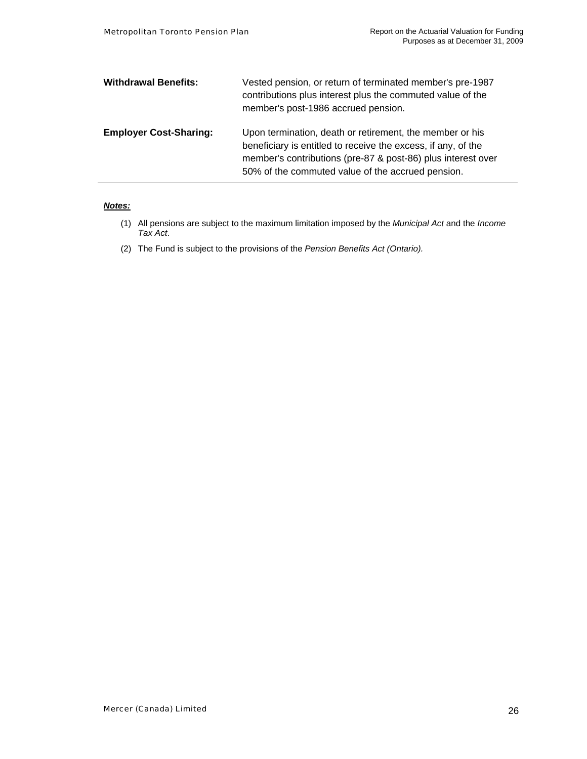| | |
|---|---|
| **Withdrawal Benefits:** | Vested pension, or return of terminated member's pre-1987 contributions plus interest plus the commuted value of the member's post-1986 accrued pension. |
| **Employer Cost-Sharing:** | Upon termination, death or retirement, the member or his beneficiary is entitled to receive the excess, if any, of the member's contributions (pre-87 & post-86) plus interest over 50% of the commuted value of the accrued pension. |

***Notes:***

(1) All pensions are subject to the maximum limitation imposed by the *Municipal Act* and the *Income Tax Act*.

(2) The Fund is subject to the provisions of the *Pension Benefits Act (Ontario).*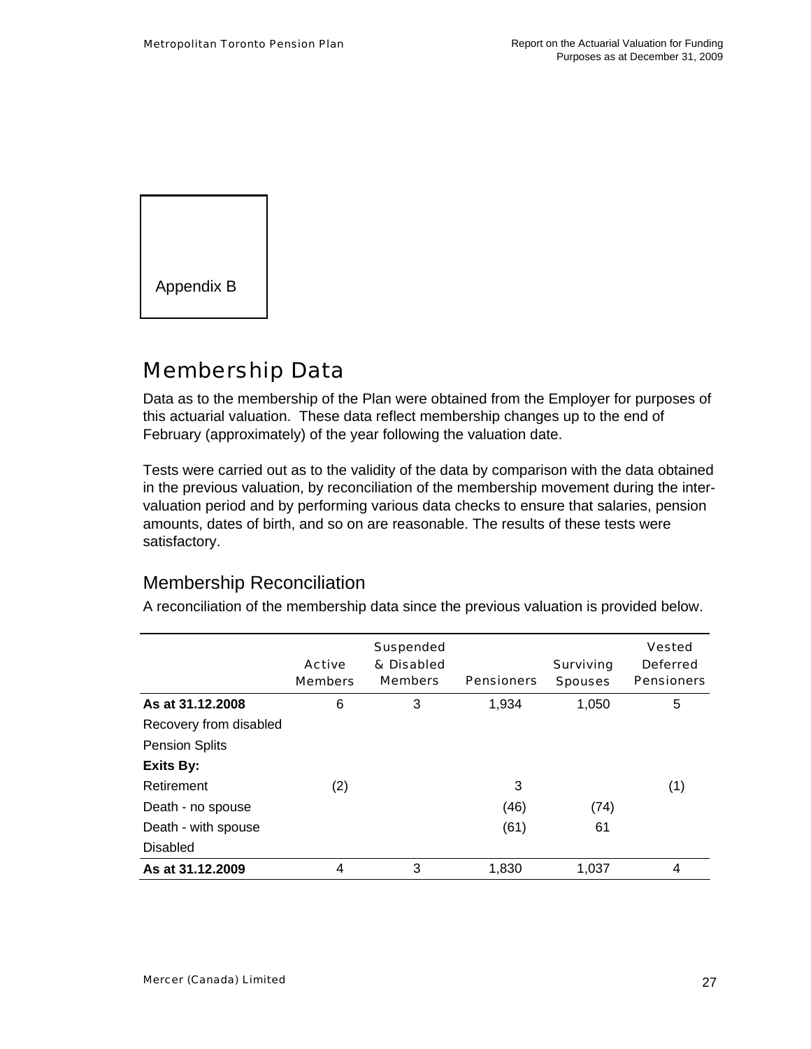Appendix B

# Membership Data

Data as to the membership of the Plan were obtained from the Employer for purposes of this actuarial valuation. These data reflect membership changes up to the end of February (approximately) of the year following the valuation date.

Tests were carried out as to the validity of the data by comparison with the data obtained in the previous valuation, by reconciliation of the membership movement during the inter-valuation period and by performing various data checks to ensure that salaries, pension amounts, dates of birth, and so on are reasonable. The results of these tests were satisfactory.

## Membership Reconciliation

A reconciliation of the membership data since the previous valuation is provided below.

| | Active Members | Suspended & Disabled Members | Pensioners | Surviving Spouses | Vested Deferred Pensioners |
|---|---|---|---|---|---|
| **As at 31.12.2008** | 6 | 3 | 1,934 | 1,050 | 5 |
| Recovery from disabled | | | | | |
| Pension Splits | | | | | |
| **Exits By:** | | | | | |
| Retirement | (2) | | 3 | | (1) |
| Death - no spouse | | | (46) | (74) | |
| Death - with spouse | | | (61) | 61 | |
| Disabled | | | | | |
| **As at 31.12.2009** | 4 | 3 | 1,830 | 1,037 | 4 |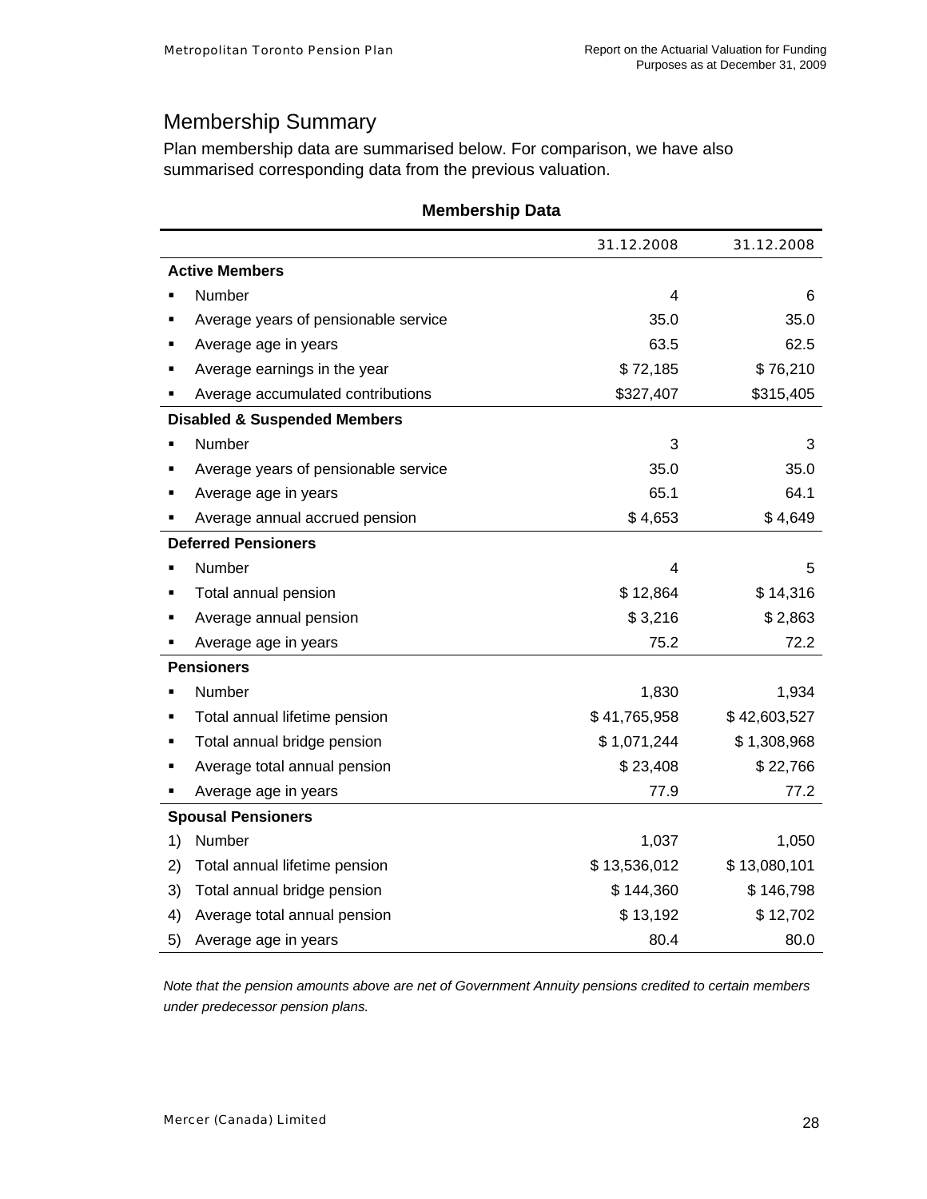## Membership Summary

Plan membership data are summarised below. For comparison, we have also summarised corresponding data from the previous valuation.

**Membership Data**

| | 31.12.2008 | 31.12.2008 |
|---|---|---|
| **Active Members** | | |
| ▪ Number | 4 | 6 |
| ▪ Average years of pensionable service | 35.0 | 35.0 |
| ▪ Average age in years | 63.5 | 62.5 |
| ▪ Average earnings in the year | $ 72,185 | $ 76,210 |
| ▪ Average accumulated contributions | $327,407 | $315,405 |
| **Disabled & Suspended Members** | | |
| ▪ Number | 3 | 3 |
| ▪ Average years of pensionable service | 35.0 | 35.0 |
| ▪ Average age in years | 65.1 | 64.1 |
| ▪ Average annual accrued pension | $ 4,653 | $ 4,649 |
| **Deferred Pensioners** | | |
| ▪ Number | 4 | 5 |
| ▪ Total annual pension | $ 12,864 | $ 14,316 |
| ▪ Average annual pension | $ 3,216 | $ 2,863 |
| ▪ Average age in years | 75.2 | 72.2 |
| **Pensioners** | | |
| ▪ Number | 1,830 | 1,934 |
| ▪ Total annual lifetime pension | $ 41,765,958 | $ 42,603,527 |
| ▪ Total annual bridge pension | $ 1,071,244 | $ 1,308,968 |
| ▪ Average total annual pension | $ 23,408 | $ 22,766 |
| ▪ Average age in years | 77.9 | 77.2 |
| **Spousal Pensioners** | | |
| 1) Number | 1,037 | 1,050 |
| 2) Total annual lifetime pension | $ 13,536,012 | $ 13,080,101 |
| 3) Total annual bridge pension | $ 144,360 | $ 146,798 |
| 4) Average total annual pension | $ 13,192 | $ 12,702 |
| 5) Average age in years | 80.4 | 80.0 |

*Note that the pension amounts above are net of Government Annuity pensions credited to certain members under predecessor pension plans.*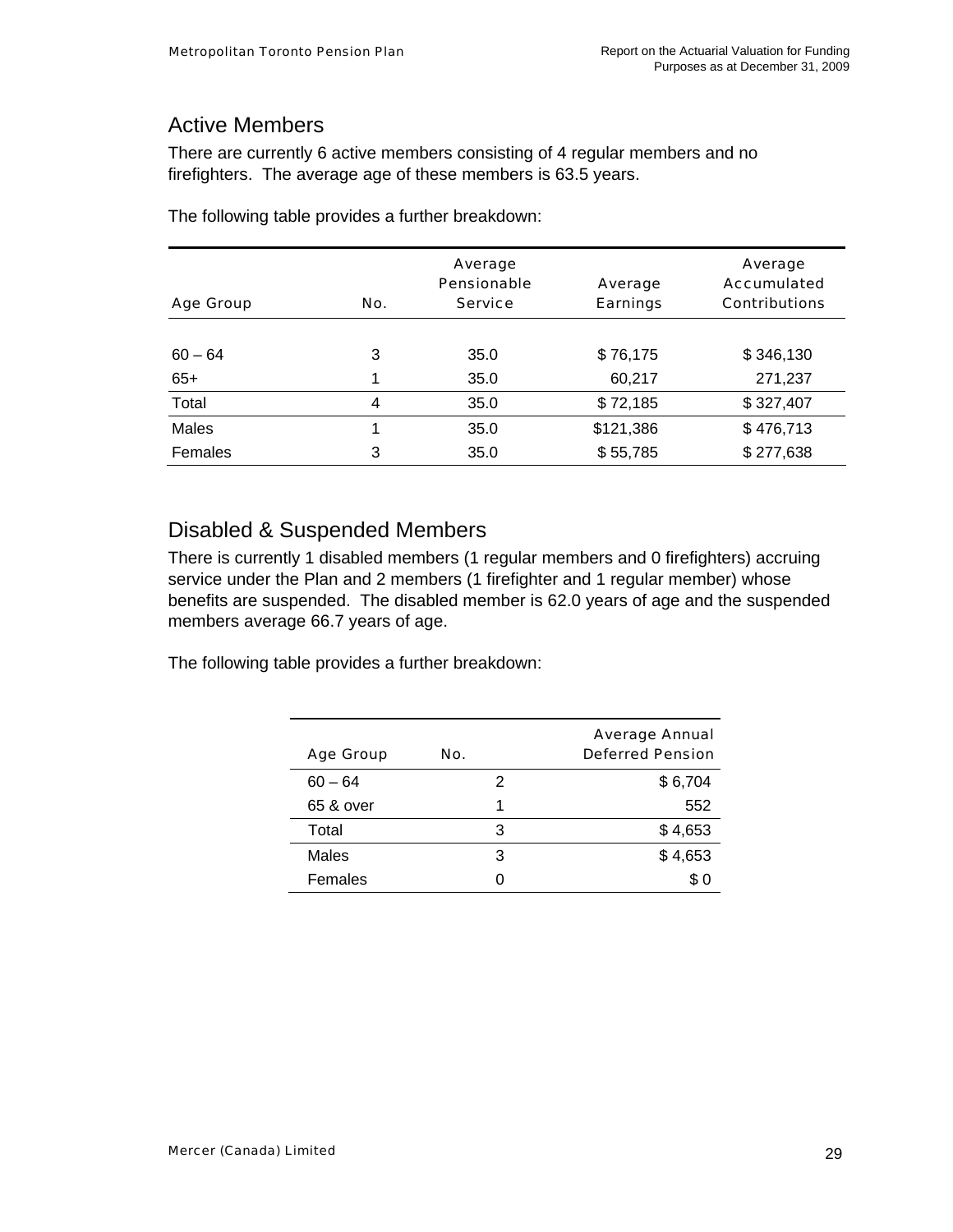## Active Members

There are currently 6 active members consisting of 4 regular members and no firefighters. The average age of these members is 63.5 years.

The following table provides a further breakdown:

| Age Group | No. | Average Pensionable Service | Average Earnings | Average Accumulated Contributions |
|---|---|---|---|---|
| 60 – 64 | 3 | 35.0 | $ 76,175 | $ 346,130 |
| 65+ | 1 | 35.0 | 60,217 | 271,237 |
| Total | 4 | 35.0 | $ 72,185 | $ 327,407 |
| Males | 1 | 35.0 | $121,386 | $ 476,713 |
| Females | 3 | 35.0 | $ 55,785 | $ 277,638 |

## Disabled & Suspended Members

There is currently 1 disabled members (1 regular members and 0 firefighters) accruing service under the Plan and 2 members (1 firefighter and 1 regular member) whose benefits are suspended. The disabled member is 62.0 years of age and the suspended members average 66.7 years of age.

The following table provides a further breakdown:

| Age Group | No. | Average Annual Deferred Pension |
|---|---|---|
| 60 – 64 | 2 | $ 6,704 |
| 65 & over | 1 | 552 |
| Total | 3 | $ 4,653 |
| Males | 3 | $ 4,653 |
| Females | 0 | $ 0 |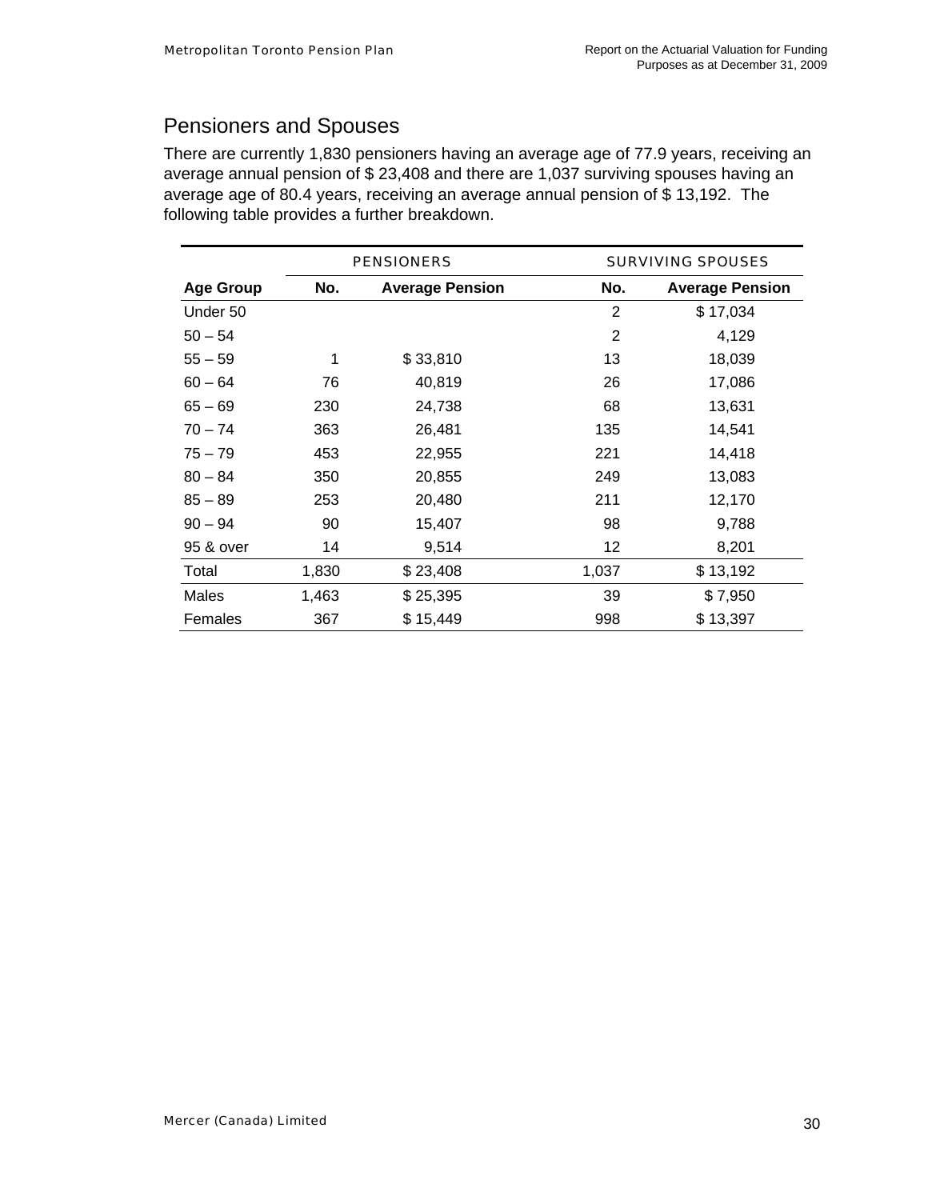## Pensioners and Spouses

There are currently 1,830 pensioners having an average age of 77.9 years, receiving an average annual pension of $ 23,408 and there are 1,037 surviving spouses having an average age of 80.4 years, receiving an average annual pension of $ 13,192. The following table provides a further breakdown.

| | PENSIONERS | | SURVIVING SPOUSES | |
|---|---|---|---|---|
| **Age Group** | **No.** | **Average Pension** | **No.** | **Average Pension** |
| Under 50 | | | 2 | $ 17,034 |
| 50 – 54 | | | 2 | 4,129 |
| 55 – 59 | 1 | $ 33,810 | 13 | 18,039 |
| 60 – 64 | 76 | 40,819 | 26 | 17,086 |
| 65 – 69 | 230 | 24,738 | 68 | 13,631 |
| 70 – 74 | 363 | 26,481 | 135 | 14,541 |
| 75 – 79 | 453 | 22,955 | 221 | 14,418 |
| 80 – 84 | 350 | 20,855 | 249 | 13,083 |
| 85 – 89 | 253 | 20,480 | 211 | 12,170 |
| 90 – 94 | 90 | 15,407 | 98 | 9,788 |
| 95 & over | 14 | 9,514 | 12 | 8,201 |
| Total | 1,830 | $ 23,408 | 1,037 | $ 13,192 |
| Males | 1,463 | $ 25,395 | 39 | $ 7,950 |
| Females | 367 | $ 15,449 | 998 | $ 13,397 |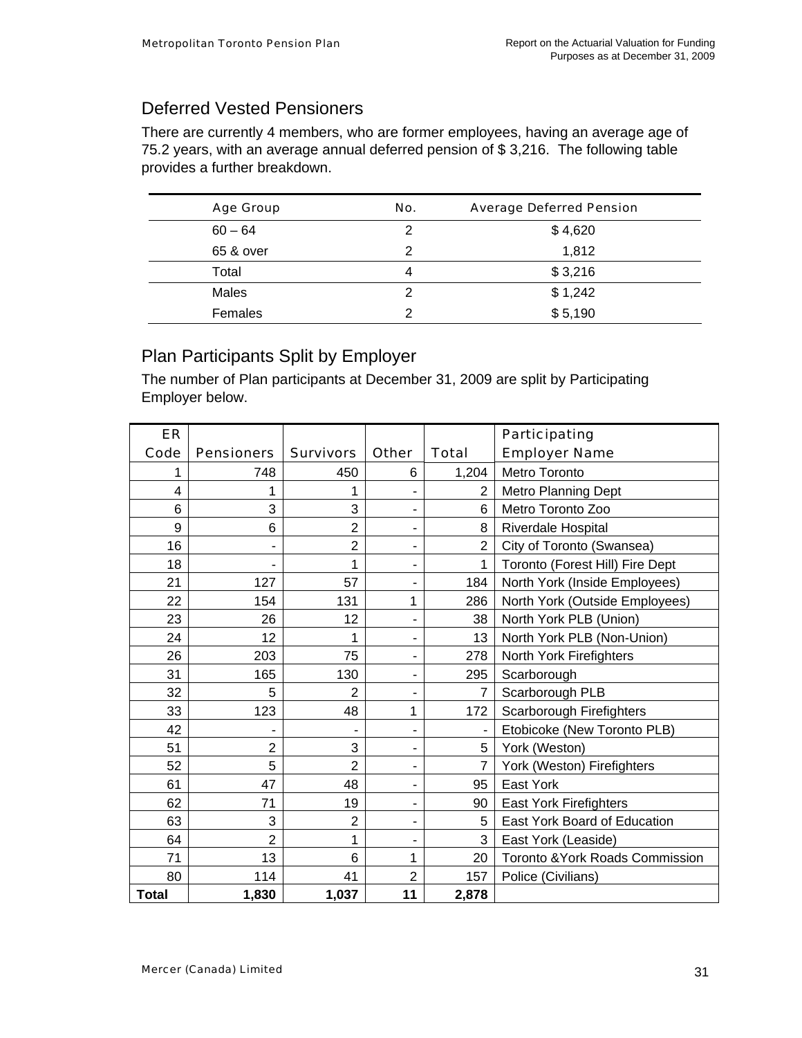## Deferred Vested Pensioners

There are currently 4 members, who are former employees, having an average age of 75.2 years, with an average annual deferred pension of $ 3,216. The following table provides a further breakdown.

| Age Group | No. | Average Deferred Pension |
|---|---|---|
| 60 – 64 | 2 | $ 4,620 |
| 65 & over | 2 | 1,812 |
| Total | 4 | $ 3,216 |
| Males | 2 | $ 1,242 |
| Females | 2 | $ 5,190 |

## Plan Participants Split by Employer

The number of Plan participants at December 31, 2009 are split by Participating Employer below.

| ER Code | Pensioners | Survivors | Other | Total | Participating Employer Name |
|---|---|---|---|---|---|
| 1 | 748 | 450 | 6 | 1,204 | Metro Toronto |
| 4 | 1 | 1 | - | 2 | Metro Planning Dept |
| 6 | 3 | 3 | - | 6 | Metro Toronto Zoo |
| 9 | 6 | 2 | - | 8 | Riverdale Hospital |
| 16 | - | 2 | - | 2 | City of Toronto (Swansea) |
| 18 | - | 1 | - | 1 | Toronto (Forest Hill) Fire Dept |
| 21 | 127 | 57 | - | 184 | North York (Inside Employees) |
| 22 | 154 | 131 | 1 | 286 | North York (Outside Employees) |
| 23 | 26 | 12 | - | 38 | North York PLB (Union) |
| 24 | 12 | 1 | - | 13 | North York PLB (Non-Union) |
| 26 | 203 | 75 | - | 278 | North York Firefighters |
| 31 | 165 | 130 | - | 295 | Scarborough |
| 32 | 5 | 2 | - | 7 | Scarborough PLB |
| 33 | 123 | 48 | 1 | 172 | Scarborough Firefighters |
| 42 | - | - | - | - | Etobicoke (New Toronto PLB) |
| 51 | 2 | 3 | - | 5 | York (Weston) |
| 52 | 5 | 2 | - | 7 | York (Weston) Firefighters |
| 61 | 47 | 48 | - | 95 | East York |
| 62 | 71 | 19 | - | 90 | East York Firefighters |
| 63 | 3 | 2 | - | 5 | East York Board of Education |
| 64 | 2 | 1 | - | 3 | East York (Leaside) |
| 71 | 13 | 6 | 1 | 20 | Toronto &York Roads Commission |
| 80 | 114 | 41 | 2 | 157 | Police (Civilians) |
| **Total** | **1,830** | **1,037** | **11** | **2,878** | |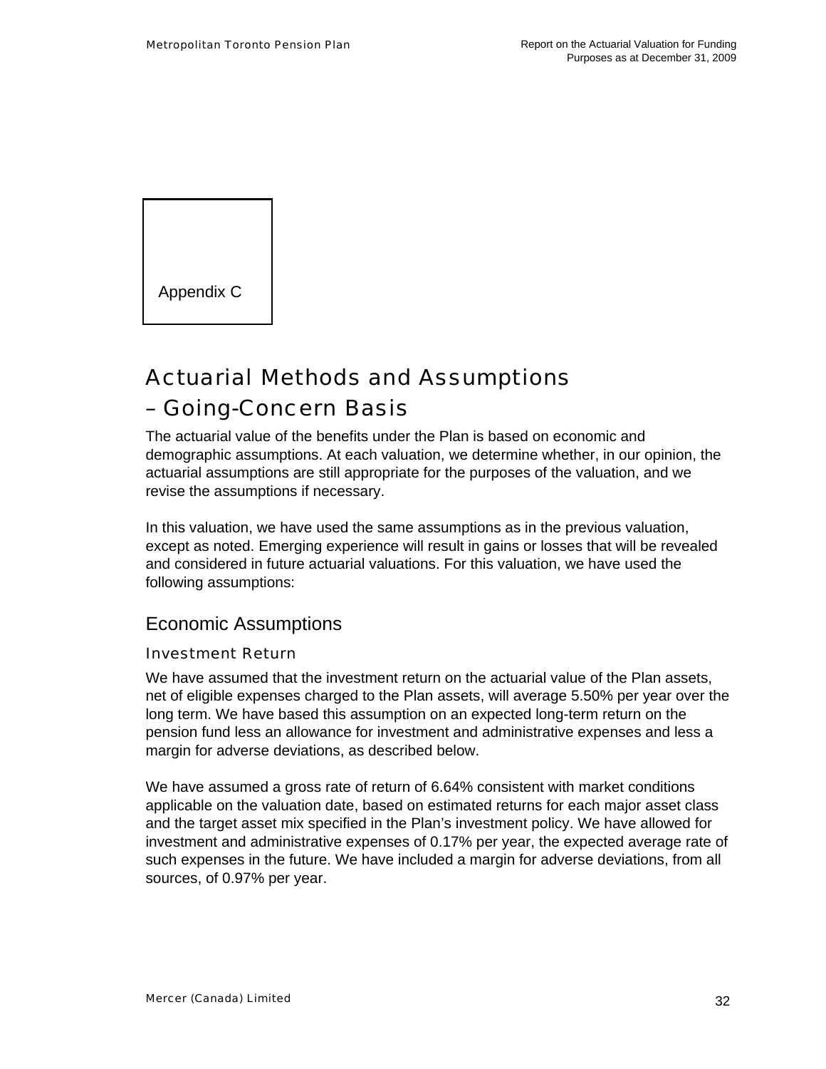Appendix C

# Actuarial Methods and Assumptions – Going-Concern Basis

The actuarial value of the benefits under the Plan is based on economic and demographic assumptions. At each valuation, we determine whether, in our opinion, the actuarial assumptions are still appropriate for the purposes of the valuation, and we revise the assumptions if necessary.

In this valuation, we have used the same assumptions as in the previous valuation, except as noted. Emerging experience will result in gains or losses that will be revealed and considered in future actuarial valuations. For this valuation, we have used the following assumptions:

## Economic Assumptions

### Investment Return

We have assumed that the investment return on the actuarial value of the Plan assets, net of eligible expenses charged to the Plan assets, will average 5.50% per year over the long term. We have based this assumption on an expected long-term return on the pension fund less an allowance for investment and administrative expenses and less a margin for adverse deviations, as described below.

We have assumed a gross rate of return of 6.64% consistent with market conditions applicable on the valuation date, based on estimated returns for each major asset class and the target asset mix specified in the Plan's investment policy. We have allowed for investment and administrative expenses of 0.17% per year, the expected average rate of such expenses in the future. We have included a margin for adverse deviations, from all sources, of 0.97% per year.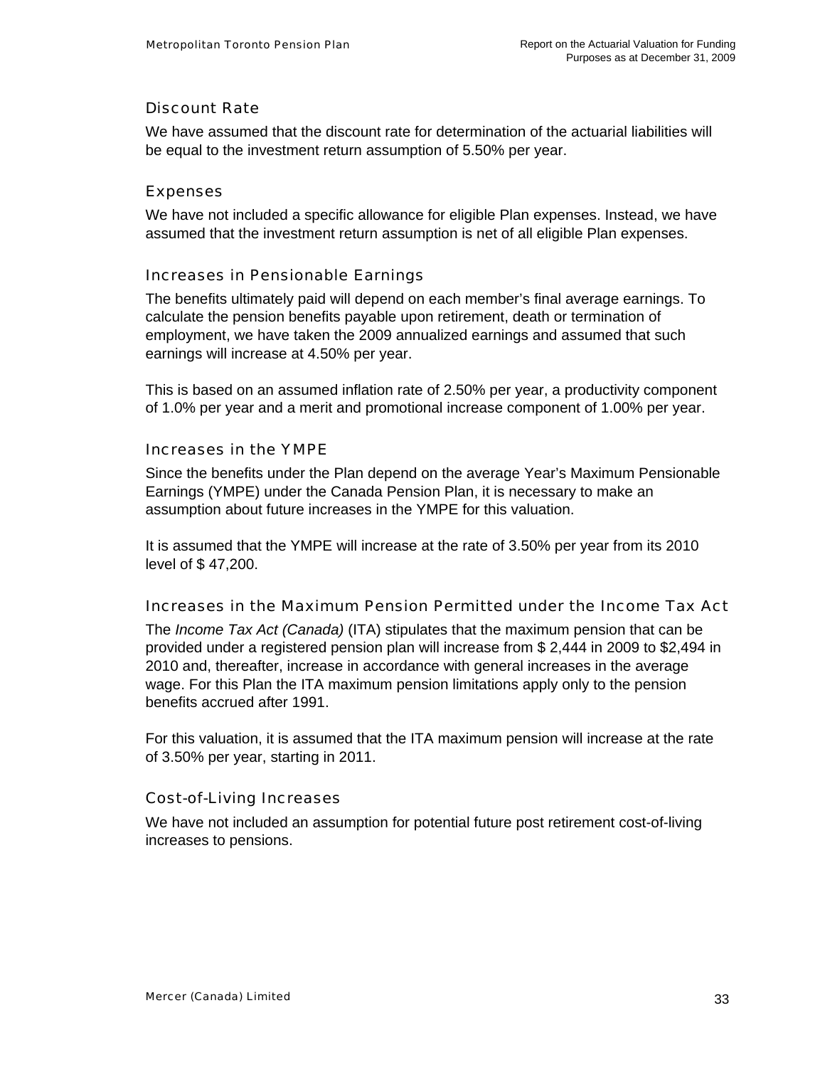### Discount Rate

We have assumed that the discount rate for determination of the actuarial liabilities will be equal to the investment return assumption of 5.50% per year.

### Expenses

We have not included a specific allowance for eligible Plan expenses. Instead, we have assumed that the investment return assumption is net of all eligible Plan expenses.

### Increases in Pensionable Earnings

The benefits ultimately paid will depend on each member's final average earnings. To calculate the pension benefits payable upon retirement, death or termination of employment, we have taken the 2009 annualized earnings and assumed that such earnings will increase at 4.50% per year.

This is based on an assumed inflation rate of 2.50% per year, a productivity component of 1.0% per year and a merit and promotional increase component of 1.00% per year.

### Increases in the YMPE

Since the benefits under the Plan depend on the average Year's Maximum Pensionable Earnings (YMPE) under the Canada Pension Plan, it is necessary to make an assumption about future increases in the YMPE for this valuation.

It is assumed that the YMPE will increase at the rate of 3.50% per year from its 2010 level of $ 47,200.

### Increases in the Maximum Pension Permitted under the Income Tax Act

The *Income Tax Act (Canada)* (ITA) stipulates that the maximum pension that can be provided under a registered pension plan will increase from $ 2,444 in 2009 to $2,494 in 2010 and, thereafter, increase in accordance with general increases in the average wage. For this Plan the ITA maximum pension limitations apply only to the pension benefits accrued after 1991.

For this valuation, it is assumed that the ITA maximum pension will increase at the rate of 3.50% per year, starting in 2011.

### Cost-of-Living Increases

We have not included an assumption for potential future post retirement cost-of-living increases to pensions.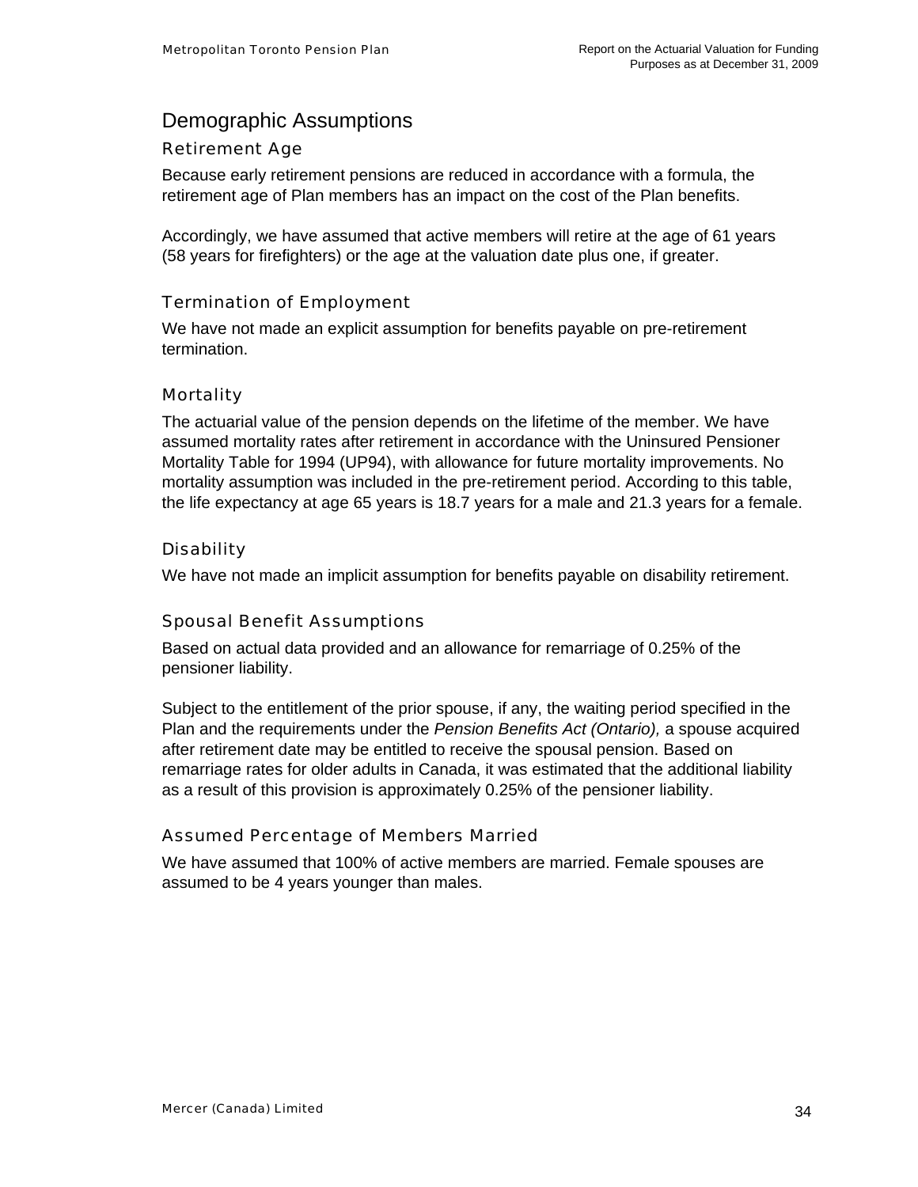## Demographic Assumptions

### Retirement Age

Because early retirement pensions are reduced in accordance with a formula, the retirement age of Plan members has an impact on the cost of the Plan benefits.

Accordingly, we have assumed that active members will retire at the age of 61 years (58 years for firefighters) or the age at the valuation date plus one, if greater.

### Termination of Employment

We have not made an explicit assumption for benefits payable on pre-retirement termination.

### Mortality

The actuarial value of the pension depends on the lifetime of the member. We have assumed mortality rates after retirement in accordance with the Uninsured Pensioner Mortality Table for 1994 (UP94), with allowance for future mortality improvements. No mortality assumption was included in the pre-retirement period. According to this table, the life expectancy at age 65 years is 18.7 years for a male and 21.3 years for a female.

### Disability

We have not made an implicit assumption for benefits payable on disability retirement.

### Spousal Benefit Assumptions

Based on actual data provided and an allowance for remarriage of 0.25% of the pensioner liability.

Subject to the entitlement of the prior spouse, if any, the waiting period specified in the Plan and the requirements under the *Pension Benefits Act (Ontario),* a spouse acquired after retirement date may be entitled to receive the spousal pension. Based on remarriage rates for older adults in Canada, it was estimated that the additional liability as a result of this provision is approximately 0.25% of the pensioner liability.

### Assumed Percentage of Members Married

We have assumed that 100% of active members are married. Female spouses are assumed to be 4 years younger than males.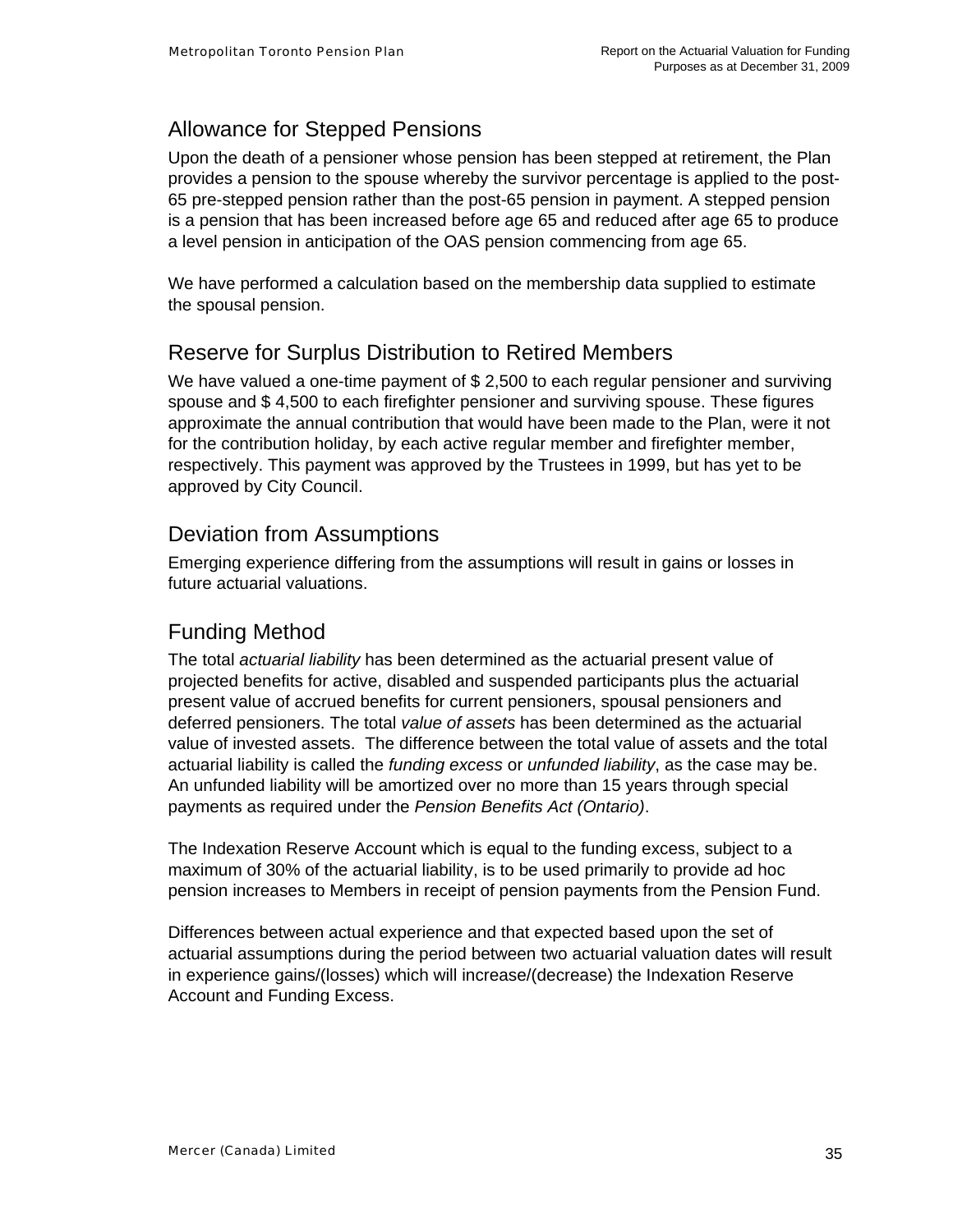## Allowance for Stepped Pensions

Upon the death of a pensioner whose pension has been stepped at retirement, the Plan provides a pension to the spouse whereby the survivor percentage is applied to the post-65 pre-stepped pension rather than the post-65 pension in payment. A stepped pension is a pension that has been increased before age 65 and reduced after age 65 to produce a level pension in anticipation of the OAS pension commencing from age 65.

We have performed a calculation based on the membership data supplied to estimate the spousal pension.

## Reserve for Surplus Distribution to Retired Members

We have valued a one-time payment of $ 2,500 to each regular pensioner and surviving spouse and $ 4,500 to each firefighter pensioner and surviving spouse. These figures approximate the annual contribution that would have been made to the Plan, were it not for the contribution holiday, by each active regular member and firefighter member, respectively. This payment was approved by the Trustees in 1999, but has yet to be approved by City Council.

## Deviation from Assumptions

Emerging experience differing from the assumptions will result in gains or losses in future actuarial valuations.

## Funding Method

The total *actuarial liability* has been determined as the actuarial present value of projected benefits for active, disabled and suspended participants plus the actuarial present value of accrued benefits for current pensioners, spousal pensioners and deferred pensioners. The total *value of assets* has been determined as the actuarial value of invested assets. The difference between the total value of assets and the total actuarial liability is called the *funding excess* or *unfunded liability*, as the case may be. An unfunded liability will be amortized over no more than 15 years through special payments as required under the *Pension Benefits Act (Ontario)*.

The Indexation Reserve Account which is equal to the funding excess, subject to a maximum of 30% of the actuarial liability, is to be used primarily to provide ad hoc pension increases to Members in receipt of pension payments from the Pension Fund.

Differences between actual experience and that expected based upon the set of actuarial assumptions during the period between two actuarial valuation dates will result in experience gains/(losses) which will increase/(decrease) the Indexation Reserve Account and Funding Excess.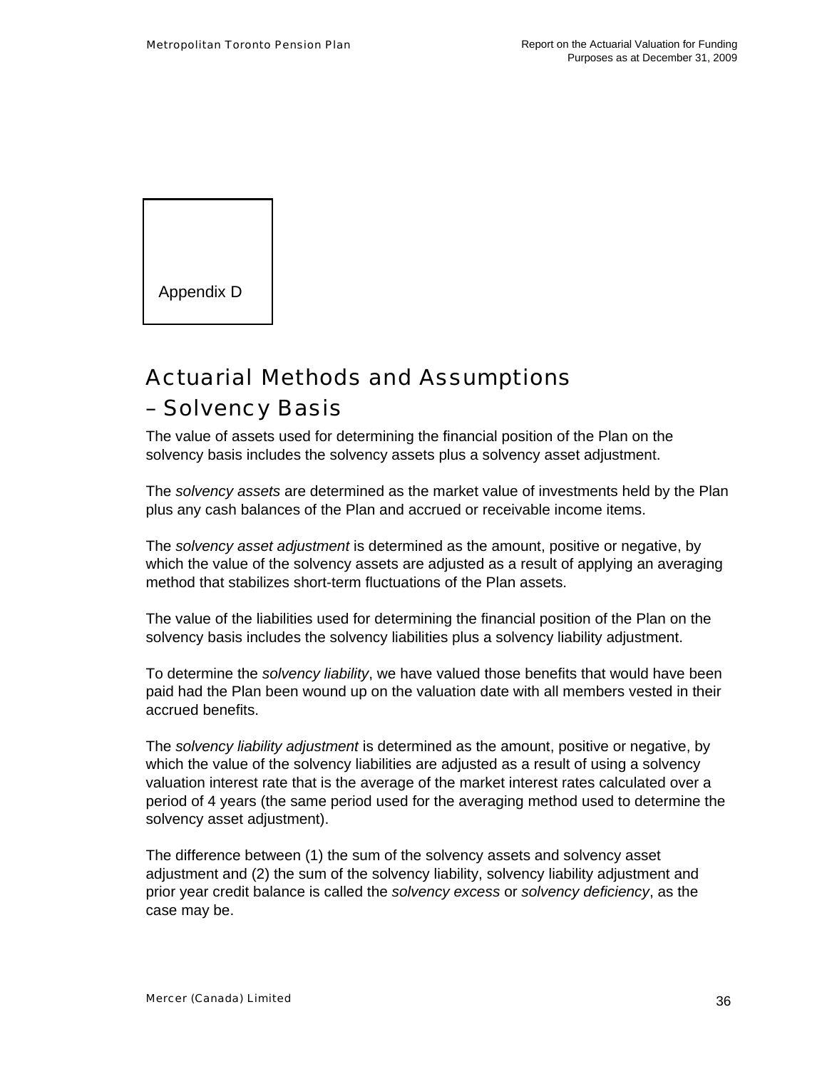Appendix D

# Actuarial Methods and Assumptions – Solvency Basis

The value of assets used for determining the financial position of the Plan on the solvency basis includes the solvency assets plus a solvency asset adjustment.

The *solvency assets* are determined as the market value of investments held by the Plan plus any cash balances of the Plan and accrued or receivable income items.

The *solvency asset adjustment* is determined as the amount, positive or negative, by which the value of the solvency assets are adjusted as a result of applying an averaging method that stabilizes short-term fluctuations of the Plan assets.

The value of the liabilities used for determining the financial position of the Plan on the solvency basis includes the solvency liabilities plus a solvency liability adjustment.

To determine the *solvency liability*, we have valued those benefits that would have been paid had the Plan been wound up on the valuation date with all members vested in their accrued benefits.

The *solvency liability adjustment* is determined as the amount, positive or negative, by which the value of the solvency liabilities are adjusted as a result of using a solvency valuation interest rate that is the average of the market interest rates calculated over a period of 4 years (the same period used for the averaging method used to determine the solvency asset adjustment).

The difference between (1) the sum of the solvency assets and solvency asset adjustment and (2) the sum of the solvency liability, solvency liability adjustment and prior year credit balance is called the *solvency excess* or *solvency deficiency*, as the case may be.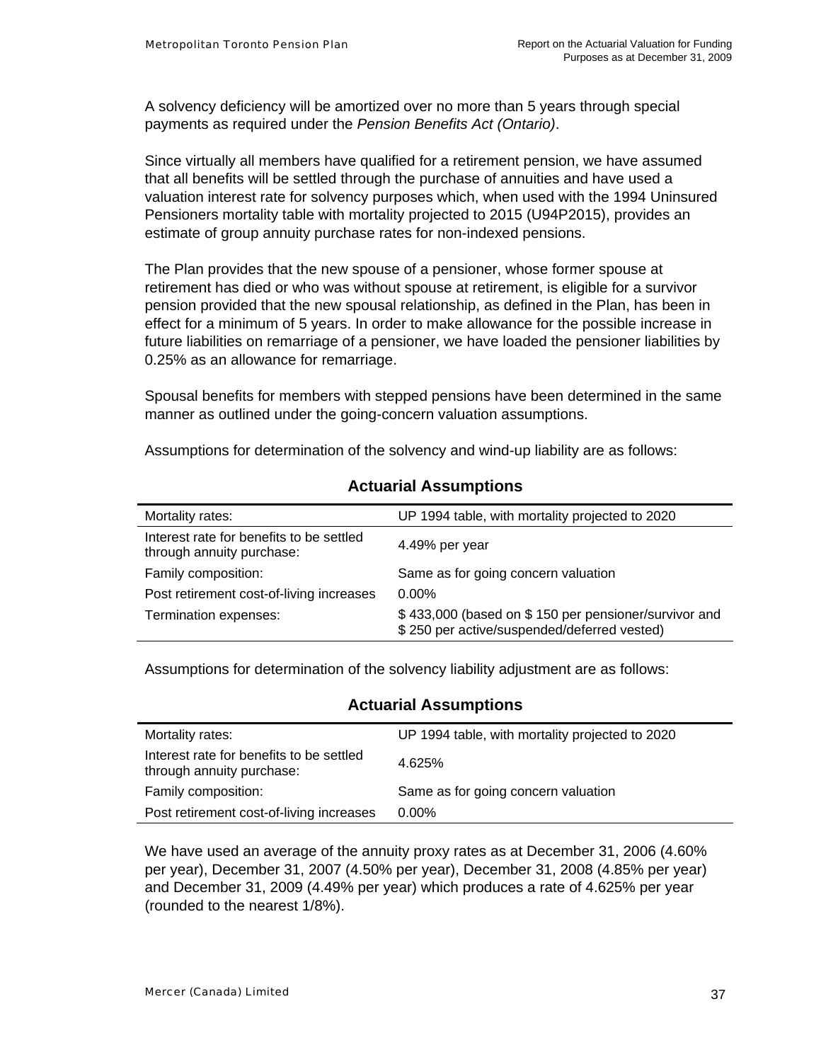A solvency deficiency will be amortized over no more than 5 years through special payments as required under the *Pension Benefits Act (Ontario)*.

Since virtually all members have qualified for a retirement pension, we have assumed that all benefits will be settled through the purchase of annuities and have used a valuation interest rate for solvency purposes which, when used with the 1994 Uninsured Pensioners mortality table with mortality projected to 2015 (U94P2015), provides an estimate of group annuity purchase rates for non-indexed pensions.

The Plan provides that the new spouse of a pensioner, whose former spouse at retirement has died or who was without spouse at retirement, is eligible for a survivor pension provided that the new spousal relationship, as defined in the Plan, has been in effect for a minimum of 5 years. In order to make allowance for the possible increase in future liabilities on remarriage of a pensioner, we have loaded the pensioner liabilities by 0.25% as an allowance for remarriage.

Spousal benefits for members with stepped pensions have been determined in the same manner as outlined under the going-concern valuation assumptions.

Assumptions for determination of the solvency and wind-up liability are as follows:

### Actuarial Assumptions

| | |
|---|---|
| Mortality rates: | UP 1994 table, with mortality projected to 2020 |
| Interest rate for benefits to be settled through annuity purchase: | 4.49% per year |
| Family composition: | Same as for going concern valuation |
| Post retirement cost-of-living increases | 0.00% |
| Termination expenses: | $ 433,000 (based on $ 150 per pensioner/survivor and $ 250 per active/suspended/deferred vested) |

Assumptions for determination of the solvency liability adjustment are as follows:

### Actuarial Assumptions

| | |
|---|---|
| Mortality rates: | UP 1994 table, with mortality projected to 2020 |
| Interest rate for benefits to be settled through annuity purchase: | 4.625% |
| Family composition: | Same as for going concern valuation |
| Post retirement cost-of-living increases | 0.00% |

We have used an average of the annuity proxy rates as at December 31, 2006 (4.60% per year), December 31, 2007 (4.50% per year), December 31, 2008 (4.85% per year) and December 31, 2009 (4.49% per year) which produces a rate of 4.625% per year (rounded to the nearest 1/8%).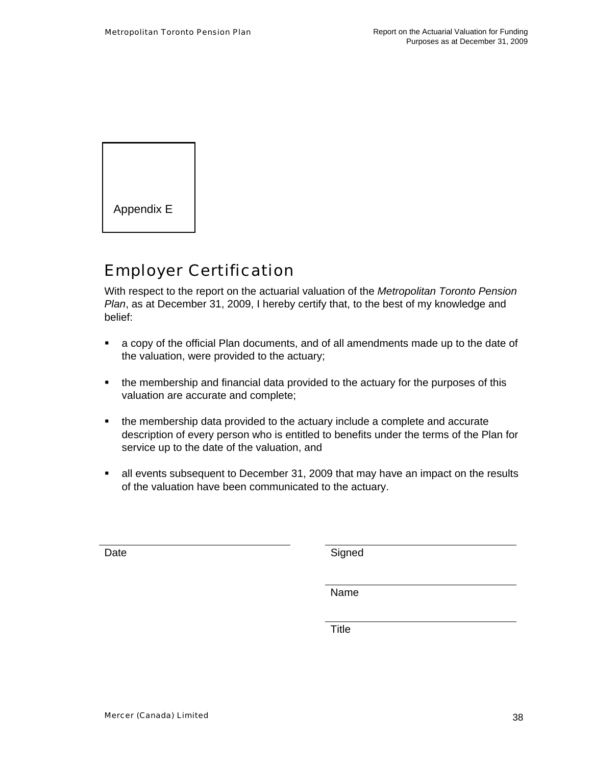Appendix E

# Employer Certification

With respect to the report on the actuarial valuation of the *Metropolitan Toronto Pension Plan*, as at December 31, 2009, I hereby certify that, to the best of my knowledge and belief:

- a copy of the official Plan documents, and of all amendments made up to the date of the valuation, were provided to the actuary;
- the membership and financial data provided to the actuary for the purposes of this valuation are accurate and complete;
- the membership data provided to the actuary include a complete and accurate description of every person who is entitled to benefits under the terms of the Plan for service up to the date of the valuation, and
- all events subsequent to December 31, 2009 that may have an impact on the results of the valuation have been communicated to the actuary.

| | |
|---|---|
| ______________________ | ______________________ |
| Date | Signed |
| | ______________________ |
| | Name |
| | ______________________ |
| | Title |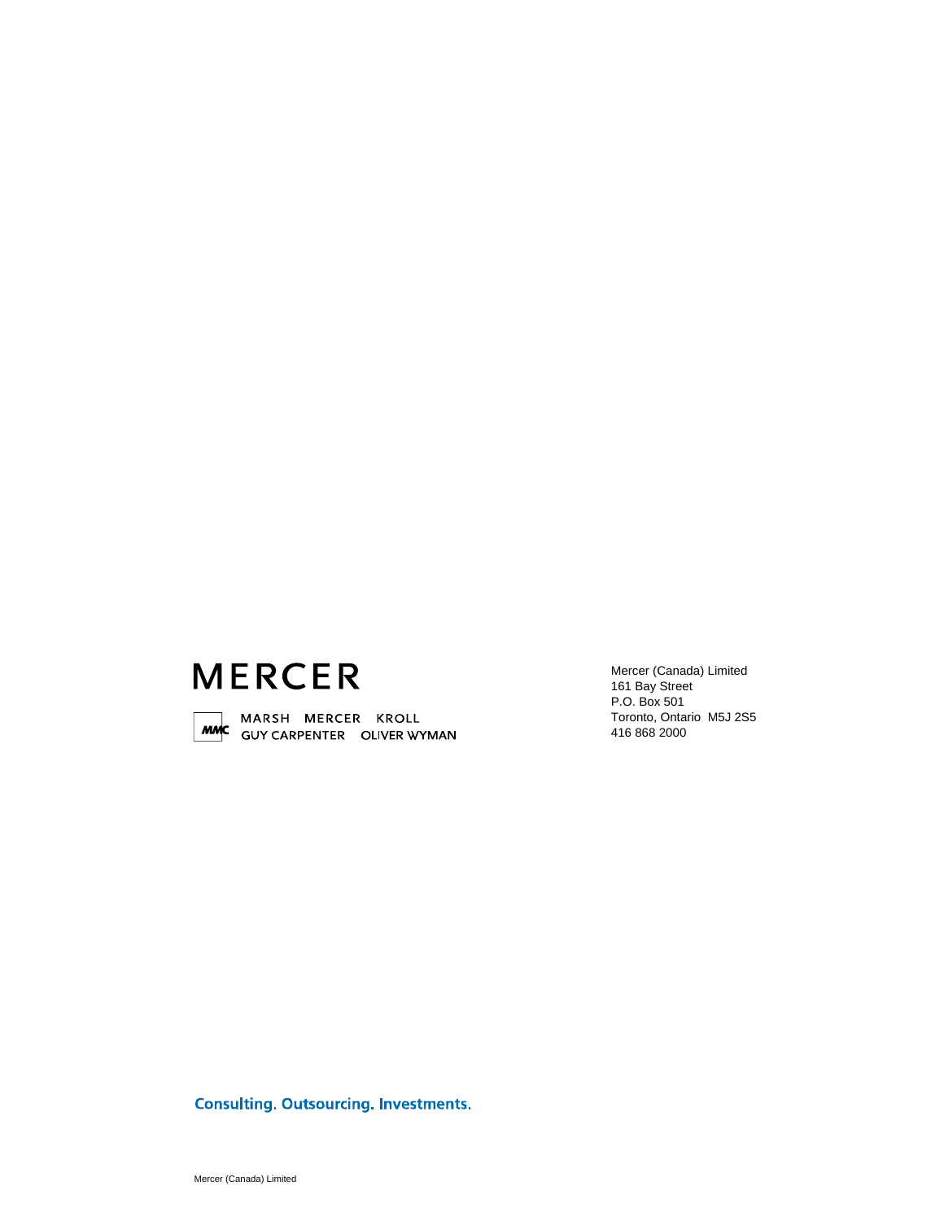MERCER

MARSH MERCER KROLL
GUY CARPENTER OLIVER WYMAN

Mercer (Canada) Limited
161 Bay Street
P.O. Box 501
Toronto, Ontario M5J 2S5
416 868 2000

Consulting. Outsourcing. Investments.

Mercer (Canada) Limited